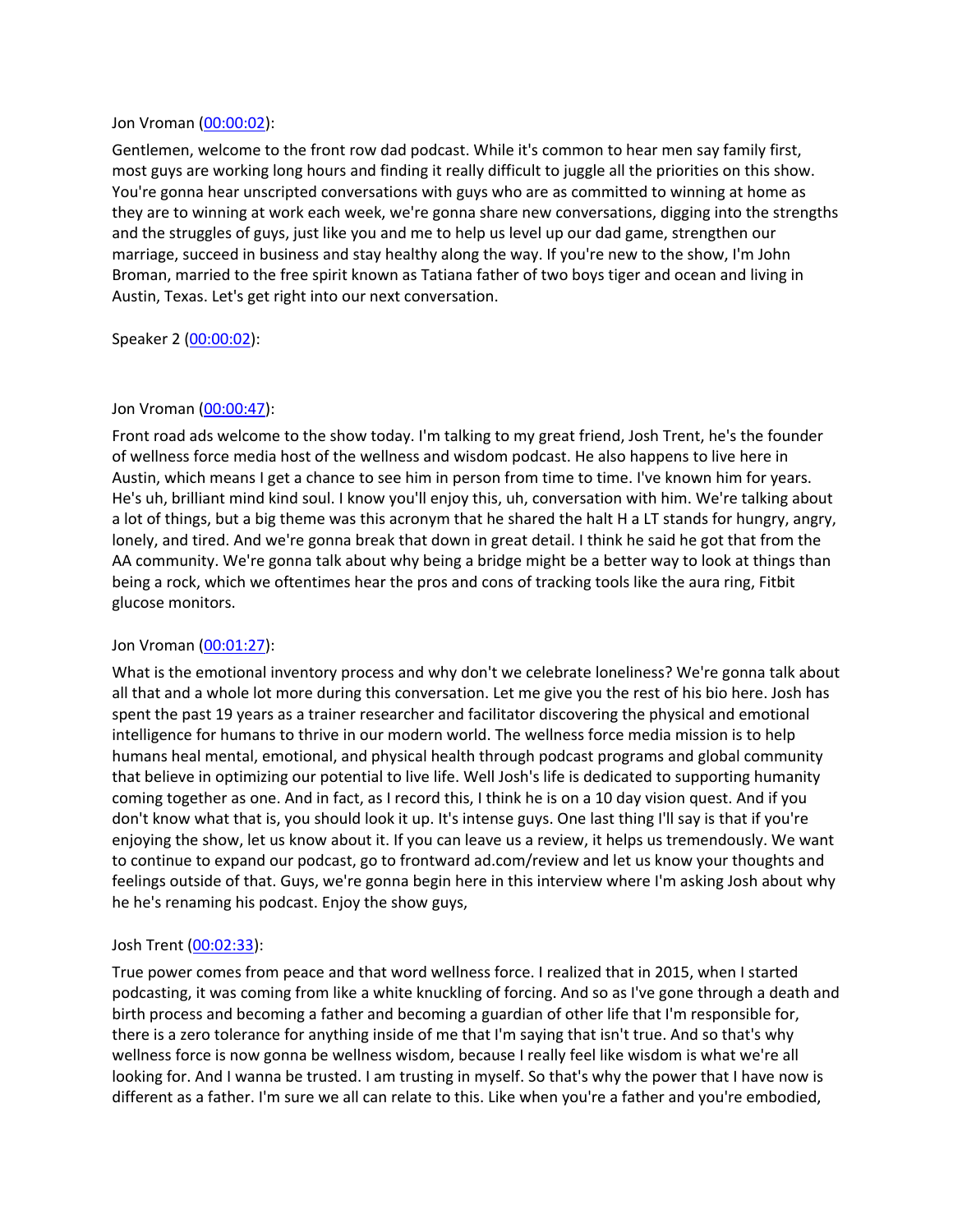Jon Vroman ([00:00:02](#)):

Gentlemen, welcome to the front row dad podcast. While it's common to hear men say family first, most guys are working long hours and finding it really difficult to juggle all the priorities on this show. You're gonna hear unscripted conversations with guys who are as committed to winning at home as they are to winning at work each week, we're gonna share new conversations, digging into the strengths and the struggles of guys, just like you and me to help us level up our dad game, strengthen our marriage, succeed in business and stay healthy along the way. If you're new to the show, I'm John Broman, married to the free spirit known as Tatiana father of two boys tiger and ocean and living in Austin, Texas. Let's get right into our next conversation.

Speaker 2 ([00:00:02](#)):

Jon Vroman ([00:00:47](#)):

Front road ads welcome to the show today. I'm talking to my great friend, Josh Trent, he's the founder of wellness force media host of the wellness and wisdom podcast. He also happens to live here in Austin, which means I get a chance to see him in person from time to time. I've known him for years. He's uh, brilliant mind kind soul. I know you'll enjoy this, uh, conversation with him. We're talking about a lot of things, but a big theme was this acronym that he shared the halt H a LT stands for hungry, angry, lonely, and tired. And we're gonna break that down in great detail. I think he said he got that from the AA community. We're gonna talk about why being a bridge might be a better way to look at things than being a rock, which we oftentimes hear the pros and cons of tracking tools like the aura ring, Fitbit glucose monitors.

Jon Vroman ([00:01:27](#)):

What is the emotional inventory process and why don't we celebrate loneliness? We're gonna talk about all that and a whole lot more during this conversation. Let me give you the rest of his bio here. Josh has spent the past 19 years as a trainer researcher and facilitator discovering the physical and emotional intelligence for humans to thrive in our modern world. The wellness force media mission is to help humans heal mental, emotional, and physical health through podcast programs and global community that believe in optimizing our potential to live life. Well Josh's life is dedicated to supporting humanity coming together as one. And in fact, as I record this, I think he is on a 10 day vision quest. And if you don't know what that is, you should look it up. It's intense guys. One last thing I'll say is that if you're enjoying the show, let us know about it. If you can leave us a review, it helps us tremendously. We want to continue to expand our podcast, go to frontward ad.com/review and let us know your thoughts and feelings outside of that. Guys, we're gonna begin here in this interview where I'm asking Josh about why he he's renaming his podcast. Enjoy the show guys,

Josh Trent ([00:02:33](#)):

True power comes from peace and that word wellness force. I realized that in 2015, when I started podcasting, it was coming from like a white knuckling of forcing. And so as I've gone through a death and birth process and becoming a father and becoming a guardian of other life that I'm responsible for, there is a zero tolerance for anything inside of me that I'm saying that isn't true. And so that's why wellness force is now gonna be wellness wisdom, because I really feel like wisdom is what we're all looking for. And I wanna be trusted. I am trusting in myself. So that's why the power that I have now is different as a father. I'm sure we all can relate to this. Like when you're a father and you're embodied,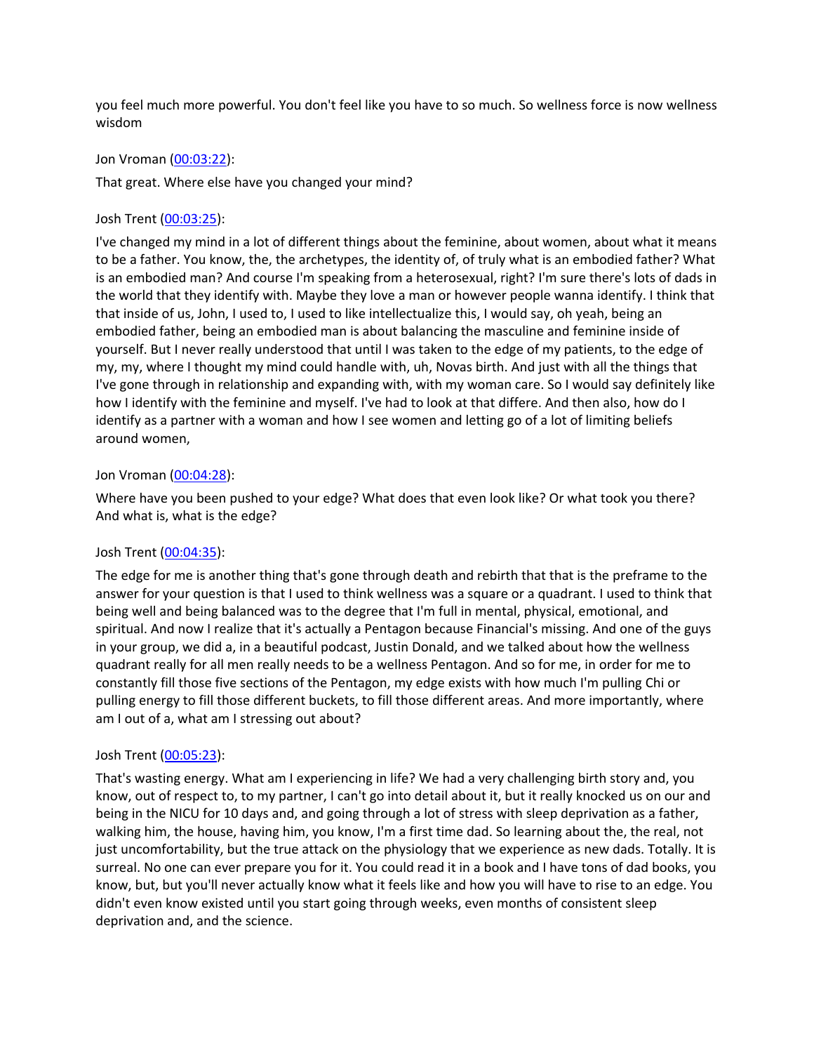you feel much more powerful. You don't feel like you have to so much. So wellness force is now wellness wisdom

Jon Vroman ([00:03:22](#)):

That great. Where else have you changed your mind?

Josh Trent ([00:03:25](#)):

I've changed my mind in a lot of different things about the feminine, about women, about what it means to be a father. You know, the, the archetypes, the identity of, of truly what is an embodied father? What is an embodied man? And course I'm speaking from a heterosexual, right? I'm sure there's lots of dads in the world that they identify with. Maybe they love a man or however people wanna identify. I think that that inside of us, John, I used to, I used to like intellectualize this, I would say, oh yeah, being an embodied father, being an embodied man is about balancing the masculine and feminine inside of yourself. But I never really understood that until I was taken to the edge of my patients, to the edge of my, my, where I thought my mind could handle with, uh, Novas birth. And just with all the things that I've gone through in relationship and expanding with, with my woman care. So I would say definitely like how I identify with the feminine and myself. I've had to look at that differe. And then also, how do I identify as a partner with a woman and how I see women and letting go of a lot of limiting beliefs around women,

Jon Vroman ([00:04:28](#)):

Where have you been pushed to your edge? What does that even look like? Or what took you there? And what is, what is the edge?

Josh Trent ([00:04:35](#)):

The edge for me is another thing that's gone through death and rebirth that that is the preframe to the answer for your question is that I used to think wellness was a square or a quadrant. I used to think that being well and being balanced was to the degree that I'm full in mental, physical, emotional, and spiritual. And now I realize that it's actually a Pentagon because Financial's missing. And one of the guys in your group, we did a, in a beautiful podcast, Justin Donald, and we talked about how the wellness quadrant really for all men really needs to be a wellness Pentagon. And so for me, in order for me to constantly fill those five sections of the Pentagon, my edge exists with how much I'm pulling Chi or pulling energy to fill those different buckets, to fill those different areas. And more importantly, where am I out of a, what am I stressing out about?

Josh Trent ([00:05:23](#)):

That's wasting energy. What am I experiencing in life? We had a very challenging birth story and, you know, out of respect to, to my partner, I can't go into detail about it, but it really knocked us on our and being in the NICU for 10 days and, and going through a lot of stress with sleep deprivation as a father, walking him, the house, having him, you know, I'm a first time dad. So learning about the, the real, not just uncomfortability, but the true attack on the physiology that we experience as new dads. Totally. It is surreal. No one can ever prepare you for it. You could read it in a book and I have tons of dad books, you know, but, but you'll never actually know what it feels like and how you will have to rise to an edge. You didn't even know existed until you start going through weeks, even months of consistent sleep deprivation and, and the science.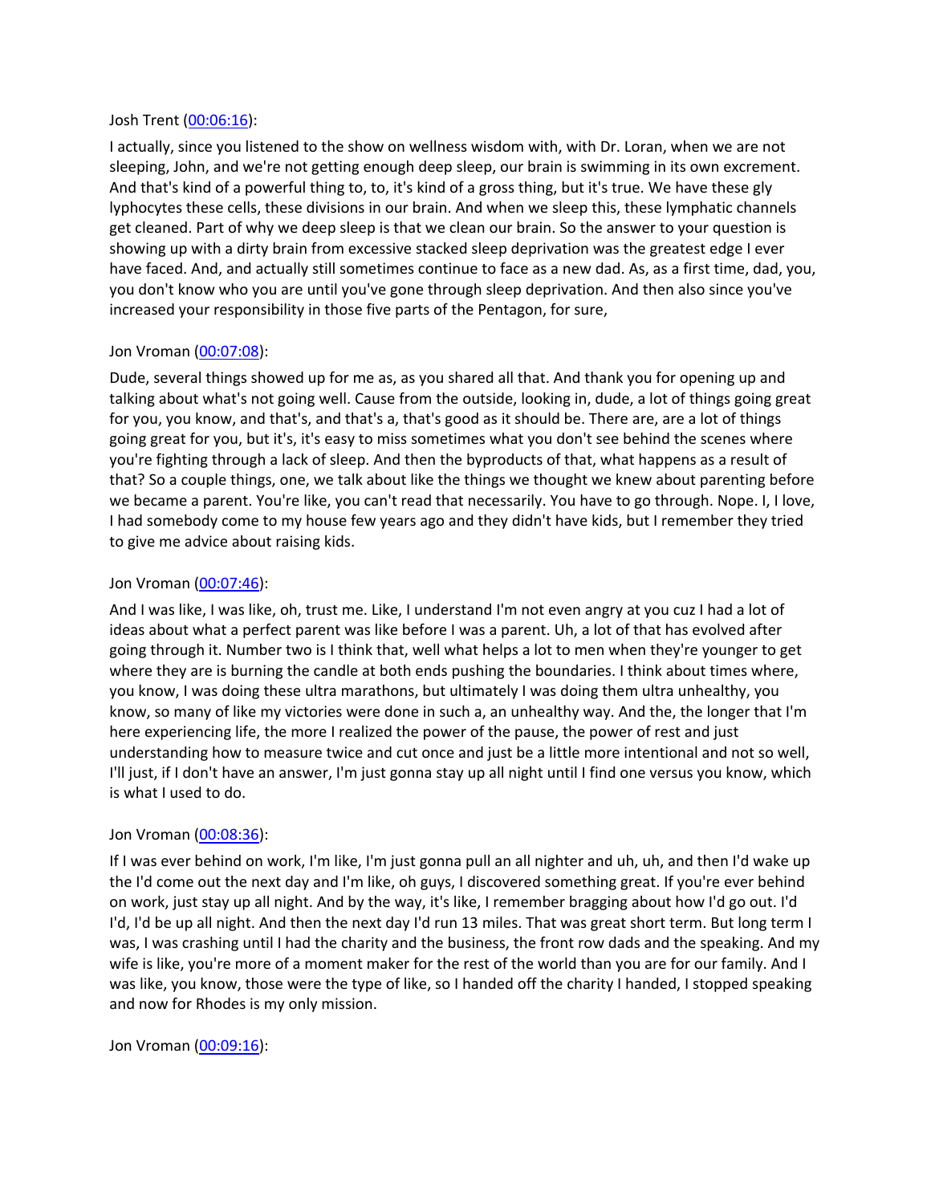Josh Trent ([00:06:16](#)):

I actually, since you listened to the show on wellness wisdom with, with Dr. Loran, when we are not sleeping, John, and we're not getting enough deep sleep, our brain is swimming in its own excrement. And that's kind of a powerful thing to, to, it's kind of a gross thing, but it's true. We have these gly lyphocytes these cells, these divisions in our brain. And when we sleep this, these lymphatic channels get cleaned. Part of why we deep sleep is that we clean our brain. So the answer to your question is showing up with a dirty brain from excessive stacked sleep deprivation was the greatest edge I ever have faced. And, and actually still sometimes continue to face as a new dad. As, as a first time, dad, you, you don't know who you are until you've gone through sleep deprivation. And then also since you've increased your responsibility in those five parts of the Pentagon, for sure,

Jon Vroman ([00:07:08](#)):

Dude, several things showed up for me as, as you shared all that. And thank you for opening up and talking about what's not going well. Cause from the outside, looking in, dude, a lot of things going great for you, you know, and that's, and that's a, that's good as it should be. There are, are a lot of things going great for you, but it's, it's easy to miss sometimes what you don't see behind the scenes where you're fighting through a lack of sleep. And then the byproducts of that, what happens as a result of that? So a couple things, one, we talk about like the things we thought we knew about parenting before we became a parent. You're like, you can't read that necessarily. You have to go through. Nope. I, I love, I had somebody come to my house few years ago and they didn't have kids, but I remember they tried to give me advice about raising kids.

Jon Vroman ([00:07:46](#)):

And I was like, I was like, oh, trust me. Like, I understand I'm not even angry at you cuz I had a lot of ideas about what a perfect parent was like before I was a parent. Uh, a lot of that has evolved after going through it. Number two is I think that, well what helps a lot to men when they're younger to get where they are is burning the candle at both ends pushing the boundaries. I think about times where, you know, I was doing these ultra marathons, but ultimately I was doing them ultra unhealthy, you know, so many of like my victories were done in such a, an unhealthy way. And the, the longer that I'm here experiencing life, the more I realized the power of the pause, the power of rest and just understanding how to measure twice and cut once and just be a little more intentional and not so well, I'll just, if I don't have an answer, I'm just gonna stay up all night until I find one versus you know, which is what I used to do.

Jon Vroman ([00:08:36](#)):

If I was ever behind on work, I'm like, I'm just gonna pull an all nighter and uh, uh, and then I'd wake up the I'd come out the next day and I'm like, oh guys, I discovered something great. If you're ever behind on work, just stay up all night. And by the way, it's like, I remember bragging about how I'd go out. I'd I'd, I'd be up all night. And then the next day I'd run 13 miles. That was great short term. But long term I was, I was crashing until I had the charity and the business, the front row dads and the speaking. And my wife is like, you're more of a moment maker for the rest of the world than you are for our family. And I was like, you know, those were the type of like, so I handed off the charity I handed, I stopped speaking and now for Rhodes is my only mission.

Jon Vroman ([00:09:16](#)):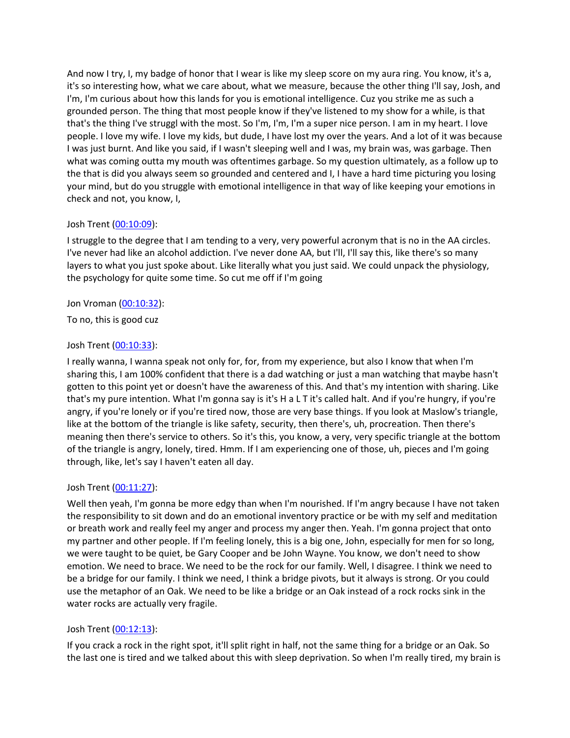And now I try, I, my badge of honor that I wear is like my sleep score on my aura ring. You know, it's a, it's so interesting how, what we care about, what we measure, because the other thing I'll say, Josh, and I'm, I'm curious about how this lands for you is emotional intelligence. Cuz you strike me as such a grounded person. The thing that most people know if they've listened to my show for a while, is that that's the thing I've struggl with the most. So I'm, I'm, I'm a super nice person. I am in my heart. I love people. I love my wife. I love my kids, but dude, I have lost my over the years. And a lot of it was because I was just burnt. And like you said, if I wasn't sleeping well and I was, my brain was, was garbage. Then what was coming outta my mouth was oftentimes garbage. So my question ultimately, as a follow up to the that is did you always seem so grounded and centered and I, I have a hard time picturing you losing your mind, but do you struggle with emotional intelligence in that way of like keeping your emotions in check and not, you know, I,

Josh Trent ([00:10:09](#)):

I struggle to the degree that I am tending to a very, very powerful acronym that is no in the AA circles. I've never had like an alcohol addiction. I've never done AA, but I'll, I'll say this, like there's so many layers to what you just spoke about. Like literally what you just said. We could unpack the physiology, the psychology for quite some time. So cut me off if I'm going

Jon Vroman ([00:10:32](#)):

To no, this is good cuz

Josh Trent ([00:10:33](#)):

I really wanna, I wanna speak not only for, for, from my experience, but also I know that when I'm sharing this, I am 100% confident that there is a dad watching or just a man watching that maybe hasn't gotten to this point yet or doesn't have the awareness of this. And that's my intention with sharing. Like that's my pure intention. What I'm gonna say is it's H a L T it's called halt. And if you're hungry, if you're angry, if you're lonely or if you're tired now, those are very base things. If you look at Maslow's triangle, like at the bottom of the triangle is like safety, security, then there's, uh, procreation. Then there's meaning then there's service to others. So it's this, you know, a very, very specific triangle at the bottom of the triangle is angry, lonely, tired. Hmm. If I am experiencing one of those, uh, pieces and I'm going through, like, let's say I haven't eaten all day.

Josh Trent ([00:11:27](#)):

Well then yeah, I'm gonna be more edgy than when I'm nourished. If I'm angry because I have not taken the responsibility to sit down and do an emotional inventory practice or be with my self and meditation or breath work and really feel my anger and process my anger then. Yeah. I'm gonna project that onto my partner and other people. If I'm feeling lonely, this is a big one, John, especially for men for so long, we were taught to be quiet, be Gary Cooper and be John Wayne. You know, we don't need to show emotion. We need to brace. We need to be the rock for our family. Well, I disagree. I think we need to be a bridge for our family. I think we need, I think a bridge pivots, but it always is strong. Or you could use the metaphor of an Oak. We need to be like a bridge or an Oak instead of a rock rocks sink in the water rocks are actually very fragile.

Josh Trent ([00:12:13](#)):

If you crack a rock in the right spot, it'll split right in half, not the same thing for a bridge or an Oak. So the last one is tired and we talked about this with sleep deprivation. So when I'm really tired, my brain is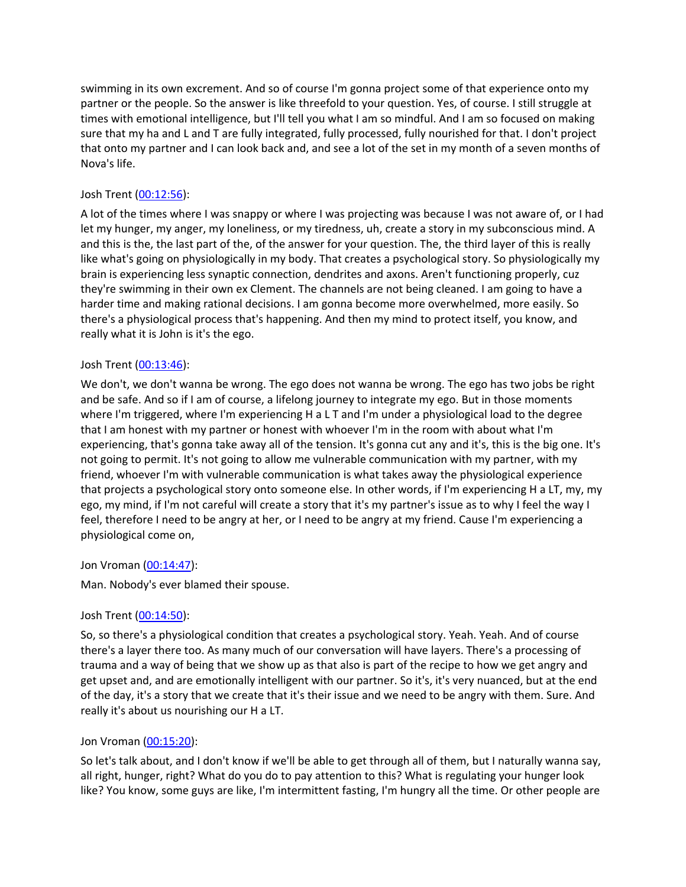swimming in its own excrement. And so of course I'm gonna project some of that experience onto my partner or the people. So the answer is like threefold to your question. Yes, of course. I still struggle at times with emotional intelligence, but I'll tell you what I am so mindful. And I am so focused on making sure that my ha and L and T are fully integrated, fully processed, fully nourished for that. I don't project that onto my partner and I can look back and, and see a lot of the set in my month of a seven months of Nova's life.

Josh Trent (00:12:56):

A lot of the times where I was snappy or where I was projecting was because I was not aware of, or I had let my hunger, my anger, my loneliness, or my tiredness, uh, create a story in my subconscious mind. A and this is the, the last part of the, of the answer for your question. The, the third layer of this is really like what's going on physiologically in my body. That creates a psychological story. So physiologically my brain is experiencing less synaptic connection, dendrites and axons. Aren't functioning properly, cuz they're swimming in their own ex Clement. The channels are not being cleaned. I am going to have a harder time and making rational decisions. I am gonna become more overwhelmed, more easily. So there's a physiological process that's happening. And then my mind to protect itself, you know, and really what it is John is it's the ego.

Josh Trent (00:13:46):

We don't, we don't wanna be wrong. The ego does not wanna be wrong. The ego has two jobs be right and be safe. And so if I am of course, a lifelong journey to integrate my ego. But in those moments where I'm triggered, where I'm experiencing H a L T and I'm under a physiological load to the degree that I am honest with my partner or honest with whoever I'm in the room with about what I'm experiencing, that's gonna take away all of the tension. It's gonna cut any and it's, this is the big one. It's not going to permit. It's not going to allow me vulnerable communication with my partner, with my friend, whoever I'm with vulnerable communication is what takes away the physiological experience that projects a psychological story onto someone else. In other words, if I'm experiencing H a LT, my, my ego, my mind, if I'm not careful will create a story that it's my partner's issue as to why I feel the way I feel, therefore I need to be angry at her, or I need to be angry at my friend. Cause I'm experiencing a physiological come on,

Jon Vroman (00:14:47):

Man. Nobody's ever blamed their spouse.

Josh Trent (00:14:50):

So, so there's a physiological condition that creates a psychological story. Yeah. Yeah. And of course there's a layer there too. As many much of our conversation will have layers. There's a processing of trauma and a way of being that we show up as that also is part of the recipe to how we get angry and get upset and, and are emotionally intelligent with our partner. So it's, it's very nuanced, but at the end of the day, it's a story that we create that it's their issue and we need to be angry with them. Sure. And really it's about us nourishing our H a LT.

Jon Vroman (00:15:20):

So let's talk about, and I don't know if we'll be able to get through all of them, but I naturally wanna say, all right, hunger, right? What do you do to pay attention to this? What is regulating your hunger look like? You know, some guys are like, I'm intermittent fasting, I'm hungry all the time. Or other people are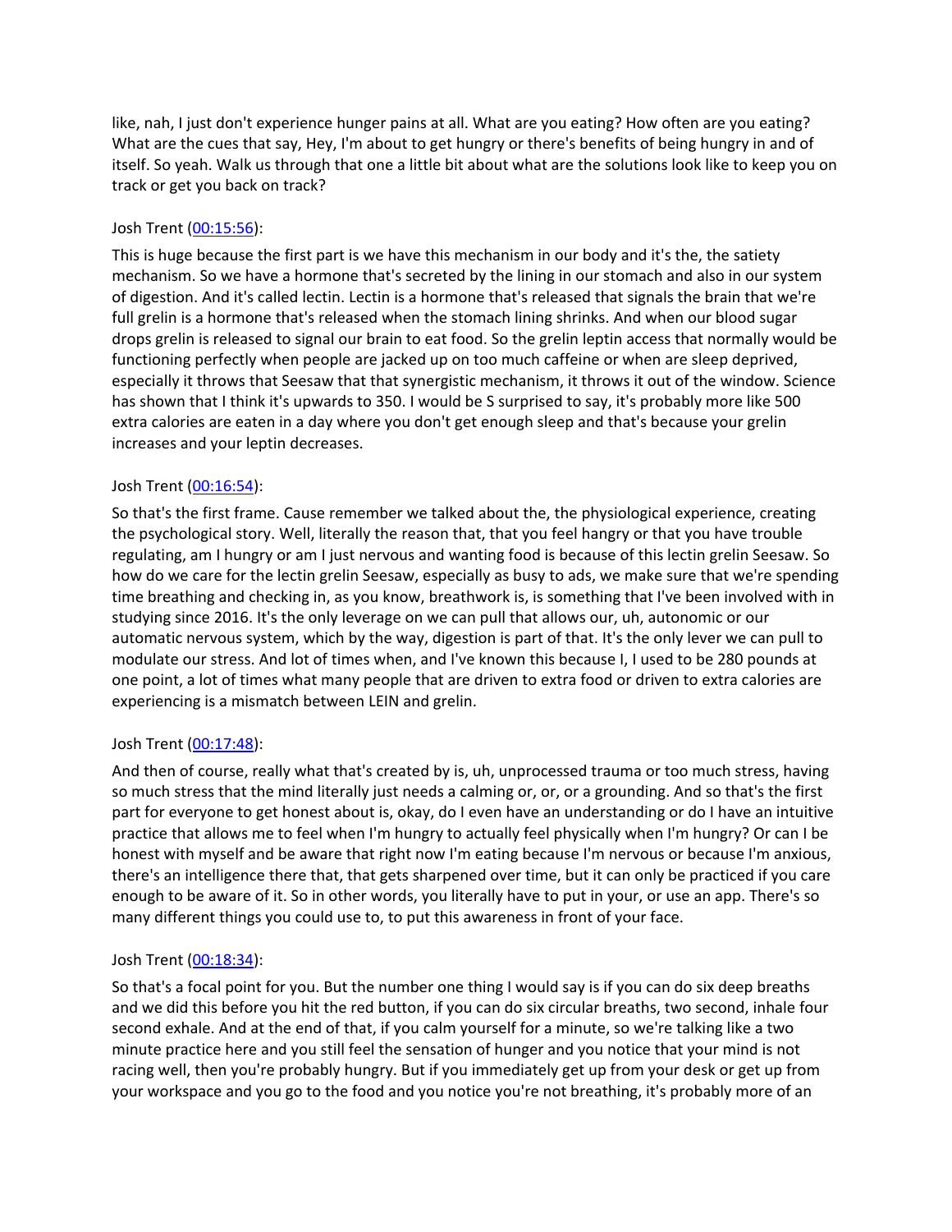like, nah, I just don't experience hunger pains at all. What are you eating? How often are you eating? What are the cues that say, Hey, I'm about to get hungry or there's benefits of being hungry in and of itself. So yeah. Walk us through that one a little bit about what are the solutions look like to keep you on track or get you back on track?

Josh Trent ([00:15:56]()):

This is huge because the first part is we have this mechanism in our body and it's the, the satiety mechanism. So we have a hormone that's secreted by the lining in our stomach and also in our system of digestion. And it's called lectin. Lectin is a hormone that's released that signals the brain that we're full grelin is a hormone that's released when the stomach lining shrinks. And when our blood sugar drops grelin is released to signal our brain to eat food. So the grelin leptin access that normally would be functioning perfectly when people are jacked up on too much caffeine or when are sleep deprived, especially it throws that Seesaw that that synergistic mechanism, it throws it out of the window. Science has shown that I think it's upwards to 350. I would be S surprised to say, it's probably more like 500 extra calories are eaten in a day where you don't get enough sleep and that's because your grelin increases and your leptin decreases.

Josh Trent ([00:16:54]()):

So that's the first frame. Cause remember we talked about the, the physiological experience, creating the psychological story. Well, literally the reason that, that you feel hangry or that you have trouble regulating, am I hungry or am I just nervous and wanting food is because of this lectin grelin Seesaw. So how do we care for the lectin grelin Seesaw, especially as busy to ads, we make sure that we're spending time breathing and checking in, as you know, breathwork is, is something that I've been involved with in studying since 2016. It's the only leverage on we can pull that allows our, uh, autonomic or our automatic nervous system, which by the way, digestion is part of that. It's the only lever we can pull to modulate our stress. And lot of times when, and I've known this because I, I used to be 280 pounds at one point, a lot of times what many people that are driven to extra food or driven to extra calories are experiencing is a mismatch between LEIN and grelin.

Josh Trent ([00:17:48]()):

And then of course, really what that's created by is, uh, unprocessed trauma or too much stress, having so much stress that the mind literally just needs a calming or, or, or a grounding. And so that's the first part for everyone to get honest about is, okay, do I even have an understanding or do I have an intuitive practice that allows me to feel when I'm hungry to actually feel physically when I'm hungry? Or can I be honest with myself and be aware that right now I'm eating because I'm nervous or because I'm anxious, there's an intelligence there that, that gets sharpened over time, but it can only be practiced if you care enough to be aware of it. So in other words, you literally have to put in your, or use an app. There's so many different things you could use to, to put this awareness in front of your face.

Josh Trent ([00:18:34]()):

So that's a focal point for you. But the number one thing I would say is if you can do six deep breaths and we did this before you hit the red button, if you can do six circular breaths, two second, inhale four second exhale. And at the end of that, if you calm yourself for a minute, so we're talking like a two minute practice here and you still feel the sensation of hunger and you notice that your mind is not racing well, then you're probably hungry. But if you immediately get up from your desk or get up from your workspace and you go to the food and you notice you're not breathing, it's probably more of an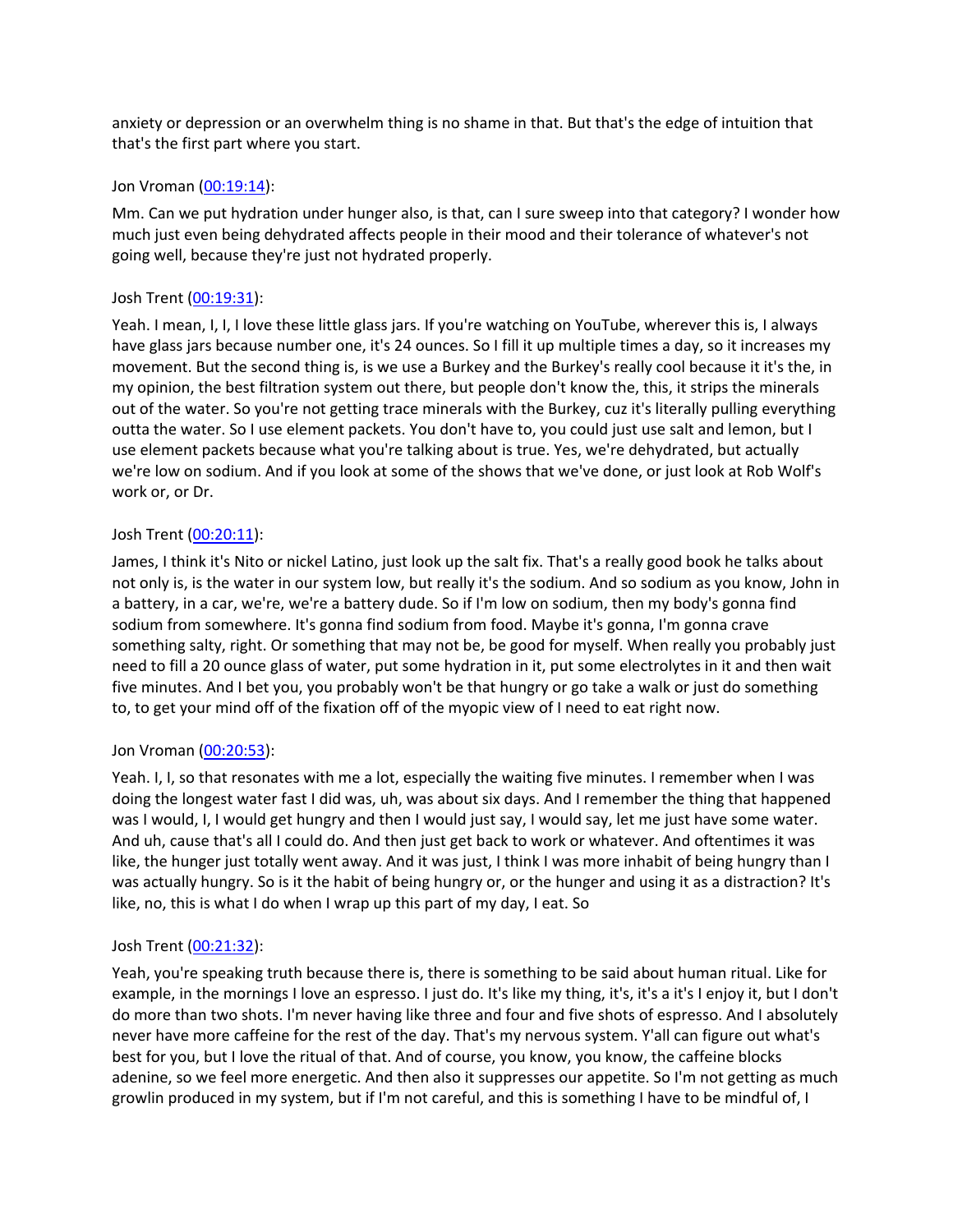anxiety or depression or an overwhelm thing is no shame in that. But that's the edge of intuition that that's the first part where you start.

Jon Vroman ([00:19:14]()):

Mm. Can we put hydration under hunger also, is that, can I sure sweep into that category? I wonder how much just even being dehydrated affects people in their mood and their tolerance of whatever's not going well, because they're just not hydrated properly.

Josh Trent ([00:19:31]()):

Yeah. I mean, I, I, I love these little glass jars. If you're watching on YouTube, wherever this is, I always have glass jars because number one, it's 24 ounces. So I fill it up multiple times a day, so it increases my movement. But the second thing is, is we use a Burkey and the Burkey's really cool because it it's the, in my opinion, the best filtration system out there, but people don't know the, this, it strips the minerals out of the water. So you're not getting trace minerals with the Burkey, cuz it's literally pulling everything outta the water. So I use element packets. You don't have to, you could just use salt and lemon, but I use element packets because what you're talking about is true. Yes, we're dehydrated, but actually we're low on sodium. And if you look at some of the shows that we've done, or just look at Rob Wolf's work or, or Dr.

Josh Trent ([00:20:11]()):

James, I think it's Nito or nickel Latino, just look up the salt fix. That's a really good book he talks about not only is, is the water in our system low, but really it's the sodium. And so sodium as you know, John in a battery, in a car, we're, we're a battery dude. So if I'm low on sodium, then my body's gonna find sodium from somewhere. It's gonna find sodium from food. Maybe it's gonna, I'm gonna crave something salty, right. Or something that may not be, be good for myself. When really you probably just need to fill a 20 ounce glass of water, put some hydration in it, put some electrolytes in it and then wait five minutes. And I bet you, you probably won't be that hungry or go take a walk or just do something to, to get your mind off of the fixation off of the myopic view of I need to eat right now.

Jon Vroman ([00:20:53]()):

Yeah. I, I, so that resonates with me a lot, especially the waiting five minutes. I remember when I was doing the longest water fast I did was, uh, was about six days. And I remember the thing that happened was I would, I, I would get hungry and then I would just say, I would say, let me just have some water. And uh, cause that's all I could do. And then just get back to work or whatever. And oftentimes it was like, the hunger just totally went away. And it was just, I think I was more inhabit of being hungry than I was actually hungry. So is it the habit of being hungry or, or the hunger and using it as a distraction? It's like, no, this is what I do when I wrap up this part of my day, I eat. So

Josh Trent ([00:21:32]()):

Yeah, you're speaking truth because there is, there is something to be said about human ritual. Like for example, in the mornings I love an espresso. I just do. It's like my thing, it's, it's a it's I enjoy it, but I don't do more than two shots. I'm never having like three and four and five shots of espresso. And I absolutely never have more caffeine for the rest of the day. That's my nervous system. Y'all can figure out what's best for you, but I love the ritual of that. And of course, you know, you know, the caffeine blocks adenine, so we feel more energetic. And then also it suppresses our appetite. So I'm not getting as much growlin produced in my system, but if I'm not careful, and this is something I have to be mindful of, I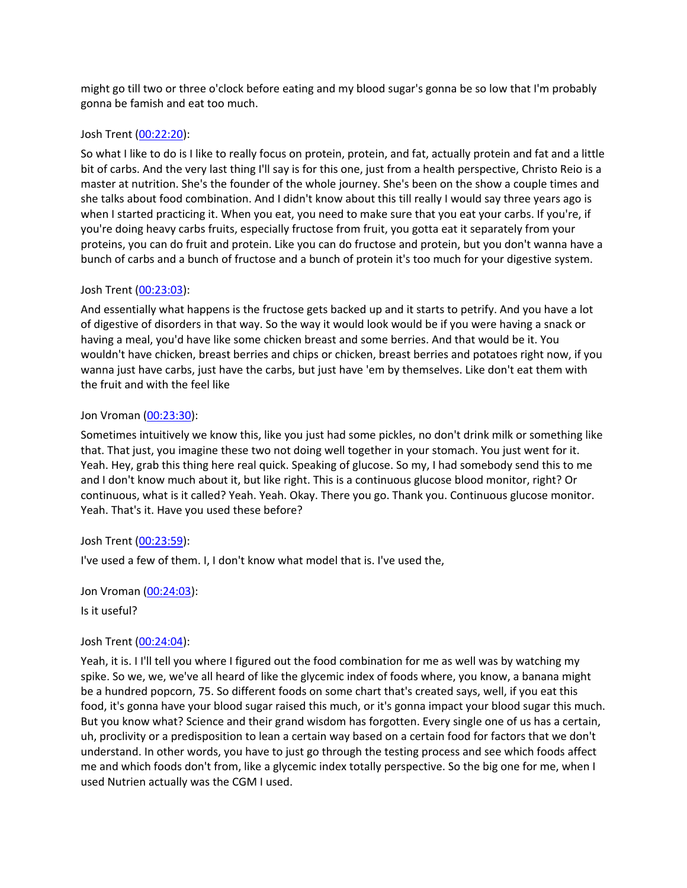might go till two or three o'clock before eating and my blood sugar's gonna be so low that I'm probably gonna be famish and eat too much.

Josh Trent ([00:22:20]):

So what I like to do is I like to really focus on protein, protein, and fat, actually protein and fat and a little bit of carbs. And the very last thing I'll say is for this one, just from a health perspective, Christo Reio is a master at nutrition. She's the founder of the whole journey. She's been on the show a couple times and she talks about food combination. And I didn't know about this till really I would say three years ago is when I started practicing it. When you eat, you need to make sure that you eat your carbs. If you're, if you're doing heavy carbs fruits, especially fructose from fruit, you gotta eat it separately from your proteins, you can do fruit and protein. Like you can do fructose and protein, but you don't wanna have a bunch of carbs and a bunch of fructose and a bunch of protein it's too much for your digestive system.

Josh Trent ([00:23:03]):

And essentially what happens is the fructose gets backed up and it starts to petrify. And you have a lot of digestive of disorders in that way. So the way it would look would be if you were having a snack or having a meal, you'd have like some chicken breast and some berries. And that would be it. You wouldn't have chicken, breast berries and chips or chicken, breast berries and potatoes right now, if you wanna just have carbs, just have the carbs, but just have 'em by themselves. Like don't eat them with the fruit and with the feel like

Jon Vroman ([00:23:30]):

Sometimes intuitively we know this, like you just had some pickles, no don't drink milk or something like that. That just, you imagine these two not doing well together in your stomach. You just went for it. Yeah. Hey, grab this thing here real quick. Speaking of glucose. So my, I had somebody send this to me and I don't know much about it, but like right. This is a continuous glucose blood monitor, right? Or continuous, what is it called? Yeah. Yeah. Okay. There you go. Thank you. Continuous glucose monitor. Yeah. That's it. Have you used these before?

Josh Trent ([00:23:59]):

I've used a few of them. I, I don't know what model that is. I've used the,

Jon Vroman ([00:24:03]):

Is it useful?

Josh Trent ([00:24:04]):

Yeah, it is. I I'll tell you where I figured out the food combination for me as well was by watching my spike. So we, we, we've all heard of like the glycemic index of foods where, you know, a banana might be a hundred popcorn, 75. So different foods on some chart that's created says, well, if you eat this food, it's gonna have your blood sugar raised this much, or it's gonna impact your blood sugar this much. But you know what? Science and their grand wisdom has forgotten. Every single one of us has a certain, uh, proclivity or a predisposition to lean a certain way based on a certain food for factors that we don't understand. In other words, you have to just go through the testing process and see which foods affect me and which foods don't from, like a glycemic index totally perspective. So the big one for me, when I used Nutrien actually was the CGM I used.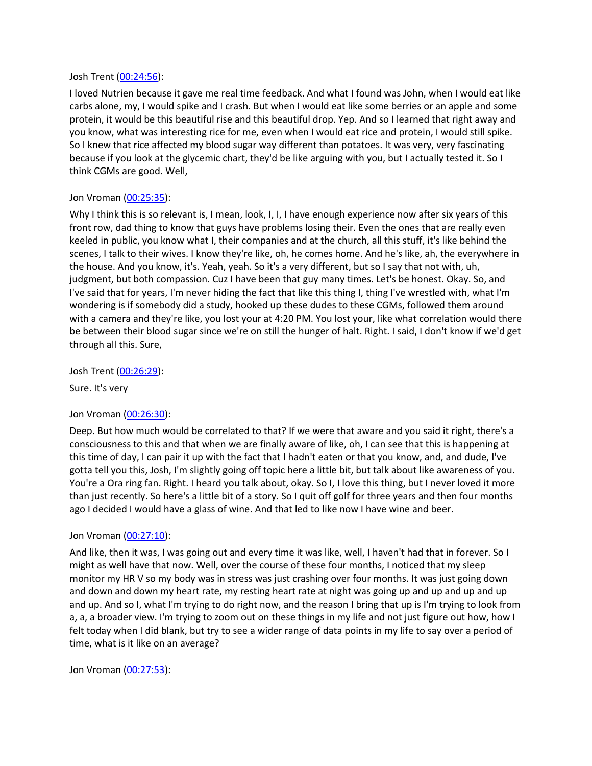Josh Trent ([00:24:56](#)):

I loved Nutrien because it gave me real time feedback. And what I found was John, when I would eat like carbs alone, my, I would spike and I crash. But when I would eat like some berries or an apple and some protein, it would be this beautiful rise and this beautiful drop. Yep. And so I learned that right away and you know, what was interesting rice for me, even when I would eat rice and protein, I would still spike. So I knew that rice affected my blood sugar way different than potatoes. It was very, very fascinating because if you look at the glycemic chart, they'd be like arguing with you, but I actually tested it. So I think CGMs are good. Well,

Jon Vroman ([00:25:35](#)):

Why I think this is so relevant is, I mean, look, I, I, I have enough experience now after six years of this front row, dad thing to know that guys have problems losing their. Even the ones that are really even keeled in public, you know what I, their companies and at the church, all this stuff, it's like behind the scenes, I talk to their wives. I know they're like, oh, he comes home. And he's like, ah, the everywhere in the house. And you know, it's. Yeah, yeah. So it's a very different, but so I say that not with, uh, judgment, but both compassion. Cuz I have been that guy many times. Let's be honest. Okay. So, and I've said that for years, I'm never hiding the fact that like this thing I, thing I've wrestled with, what I'm wondering is if somebody did a study, hooked up these dudes to these CGMs, followed them around with a camera and they're like, you lost your at 4:20 PM. You lost your, like what correlation would there be between their blood sugar since we're on still the hunger of halt. Right. I said, I don't know if we'd get through all this. Sure,

Josh Trent ([00:26:29](#)):

Sure. It's very

Jon Vroman ([00:26:30](#)):

Deep. But how much would be correlated to that? If we were that aware and you said it right, there's a consciousness to this and that when we are finally aware of like, oh, I can see that this is happening at this time of day, I can pair it up with the fact that I hadn't eaten or that you know, and, and dude, I've gotta tell you this, Josh, I'm slightly going off topic here a little bit, but talk about like awareness of you. You're a Ora ring fan. Right. I heard you talk about, okay. So I, I love this thing, but I never loved it more than just recently. So here's a little bit of a story. So I quit off golf for three years and then four months ago I decided I would have a glass of wine. And that led to like now I have wine and beer.

Jon Vroman ([00:27:10](#)):

And like, then it was, I was going out and every time it was like, well, I haven't had that in forever. So I might as well have that now. Well, over the course of these four months, I noticed that my sleep monitor my HR V so my body was in stress was just crashing over four months. It was just going down and down and down my heart rate, my resting heart rate at night was going up and up and up and up and up. And so I, what I'm trying to do right now, and the reason I bring that up is I'm trying to look from a, a, a broader view. I'm trying to zoom out on these things in my life and not just figure out how, how I felt today when I did blank, but try to see a wider range of data points in my life to say over a period of time, what is it like on an average?

Jon Vroman ([00:27:53](#)):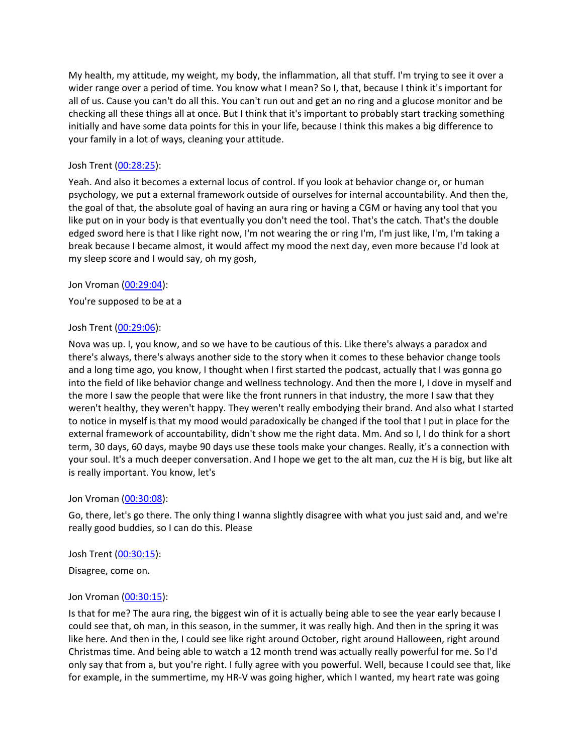My health, my attitude, my weight, my body, the inflammation, all that stuff. I'm trying to see it over a wider range over a period of time. You know what I mean? So I, that, because I think it's important for all of us. Cause you can't do all this. You can't run out and get an no ring and a glucose monitor and be checking all these things all at once. But I think that it's important to probably start tracking something initially and have some data points for this in your life, because I think this makes a big difference to your family in a lot of ways, cleaning your attitude.

Josh Trent ([00:28:25](#)):

Yeah. And also it becomes a external locus of control. If you look at behavior change or, or human psychology, we put a external framework outside of ourselves for internal accountability. And then the, the goal of that, the absolute goal of having an aura ring or having a CGM or having any tool that you like put on in your body is that eventually you don't need the tool. That's the catch. That's the double edged sword here is that I like right now, I'm not wearing the or ring I'm, I'm just like, I'm, I'm taking a break because I became almost, it would affect my mood the next day, even more because I'd look at my sleep score and I would say, oh my gosh,

Jon Vroman ([00:29:04](#)):

You're supposed to be at a

Josh Trent ([00:29:06](#)):

Nova was up. I, you know, and so we have to be cautious of this. Like there's always a paradox and there's always, there's always another side to the story when it comes to these behavior change tools and a long time ago, you know, I thought when I first started the podcast, actually that I was gonna go into the field of like behavior change and wellness technology. And then the more I, I dove in myself and the more I saw the people that were like the front runners in that industry, the more I saw that they weren't healthy, they weren't happy. They weren't really embodying their brand. And also what I started to notice in myself is that my mood would paradoxically be changed if the tool that I put in place for the external framework of accountability, didn't show me the right data. Mm. And so I, I do think for a short term, 30 days, 60 days, maybe 90 days use these tools make your changes. Really, it's a connection with your soul. It's a much deeper conversation. And I hope we get to the alt man, cuz the H is big, but like alt is really important. You know, let's

Jon Vroman ([00:30:08](#)):

Go, there, let's go there. The only thing I wanna slightly disagree with what you just said and, and we're really good buddies, so I can do this. Please

Josh Trent ([00:30:15](#)):

Disagree, come on.

Jon Vroman ([00:30:15](#)):

Is that for me? The aura ring, the biggest win of it is actually being able to see the year early because I could see that, oh man, in this season, in the summer, it was really high. And then in the spring it was like here. And then in the, I could see like right around October, right around Halloween, right around Christmas time. And being able to watch a 12 month trend was actually really powerful for me. So I'd only say that from a, but you're right. I fully agree with you powerful. Well, because I could see that, like for example, in the summertime, my HR-V was going higher, which I wanted, my heart rate was going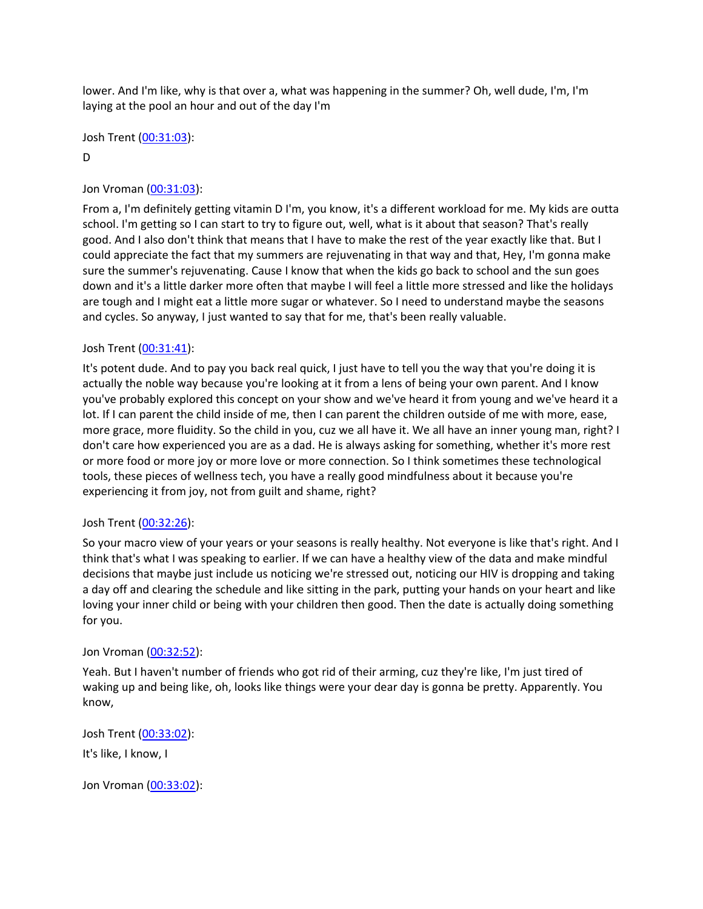lower. And I'm like, why is that over a, what was happening in the summer? Oh, well dude, I'm, I'm laying at the pool an hour and out of the day I'm

Josh Trent ([00:31:03](#)):

D

Jon Vroman ([00:31:03](#)):

From a, I'm definitely getting vitamin D I'm, you know, it's a different workload for me. My kids are outta school. I'm getting so I can start to try to figure out, well, what is it about that season? That's really good. And I also don't think that means that I have to make the rest of the year exactly like that. But I could appreciate the fact that my summers are rejuvenating in that way and that, Hey, I'm gonna make sure the summer's rejuvenating. Cause I know that when the kids go back to school and the sun goes down and it's a little darker more often that maybe I will feel a little more stressed and like the holidays are tough and I might eat a little more sugar or whatever. So I need to understand maybe the seasons and cycles. So anyway, I just wanted to say that for me, that's been really valuable.

Josh Trent ([00:31:41](#)):

It's potent dude. And to pay you back real quick, I just have to tell you the way that you're doing it is actually the noble way because you're looking at it from a lens of being your own parent. And I know you've probably explored this concept on your show and we've heard it from young and we've heard it a lot. If I can parent the child inside of me, then I can parent the children outside of me with more, ease, more grace, more fluidity. So the child in you, cuz we all have it. We all have an inner young man, right? I don't care how experienced you are as a dad. He is always asking for something, whether it's more rest or more food or more joy or more love or more connection. So I think sometimes these technological tools, these pieces of wellness tech, you have a really good mindfulness about it because you're experiencing it from joy, not from guilt and shame, right?

Josh Trent ([00:32:26](#)):

So your macro view of your years or your seasons is really healthy. Not everyone is like that's right. And I think that's what I was speaking to earlier. If we can have a healthy view of the data and make mindful decisions that maybe just include us noticing we're stressed out, noticing our HIV is dropping and taking a day off and clearing the schedule and like sitting in the park, putting your hands on your heart and like loving your inner child or being with your children then good. Then the date is actually doing something for you.

Jon Vroman ([00:32:52](#)):

Yeah. But I haven't number of friends who got rid of their arming, cuz they're like, I'm just tired of waking up and being like, oh, looks like things were your dear day is gonna be pretty. Apparently. You know,

Josh Trent ([00:33:02](#)):

It's like, I know, I

Jon Vroman ([00:33:02](#)):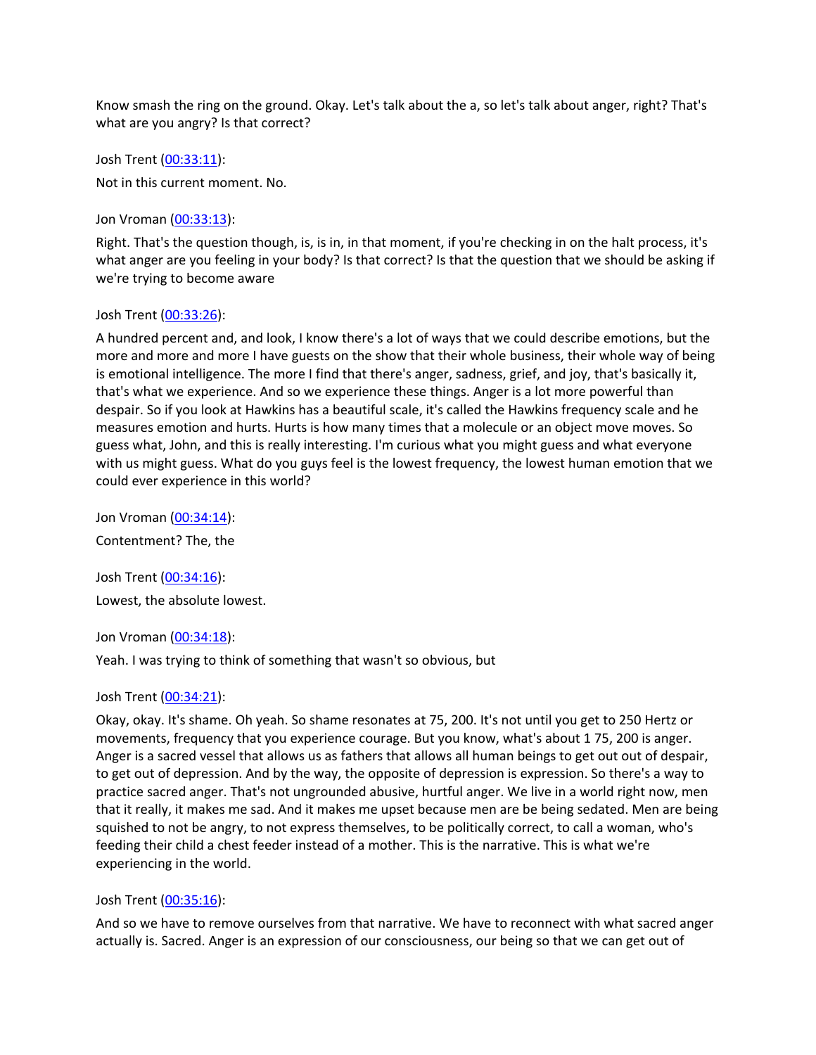Know smash the ring on the ground. Okay. Let's talk about the a, so let's talk about anger, right? That's what are you angry? Is that correct?

Josh Trent ([00:33:11](#)):

Not in this current moment. No.

Jon Vroman ([00:33:13](#)):

Right. That's the question though, is, is in, in that moment, if you're checking in on the halt process, it's what anger are you feeling in your body? Is that correct? Is that the question that we should be asking if we're trying to become aware

Josh Trent ([00:33:26](#)):

A hundred percent and, and look, I know there's a lot of ways that we could describe emotions, but the more and more and more I have guests on the show that their whole business, their whole way of being is emotional intelligence. The more I find that there's anger, sadness, grief, and joy, that's basically it, that's what we experience. And so we experience these things. Anger is a lot more powerful than despair. So if you look at Hawkins has a beautiful scale, it's called the Hawkins frequency scale and he measures emotion and hurts. Hurts is how many times that a molecule or an object move moves. So guess what, John, and this is really interesting. I'm curious what you might guess and what everyone with us might guess. What do you guys feel is the lowest frequency, the lowest human emotion that we could ever experience in this world?

Jon Vroman ([00:34:14](#)):

Contentment? The, the

Josh Trent ([00:34:16](#)):

Lowest, the absolute lowest.

Jon Vroman ([00:34:18](#)):

Yeah. I was trying to think of something that wasn't so obvious, but

Josh Trent ([00:34:21](#)):

Okay, okay. It's shame. Oh yeah. So shame resonates at 75, 200. It's not until you get to 250 Hertz or movements, frequency that you experience courage. But you know, what's about 1 75, 200 is anger. Anger is a sacred vessel that allows us as fathers that allows all human beings to get out out of despair, to get out of depression. And by the way, the opposite of depression is expression. So there's a way to practice sacred anger. That's not ungrounded abusive, hurtful anger. We live in a world right now, men that it really, it makes me sad. And it makes me upset because men are be being sedated. Men are being squished to not be angry, to not express themselves, to be politically correct, to call a woman, who's feeding their child a chest feeder instead of a mother. This is the narrative. This is what we're experiencing in the world.

Josh Trent ([00:35:16](#)):

And so we have to remove ourselves from that narrative. We have to reconnect with what sacred anger actually is. Sacred. Anger is an expression of our consciousness, our being so that we can get out of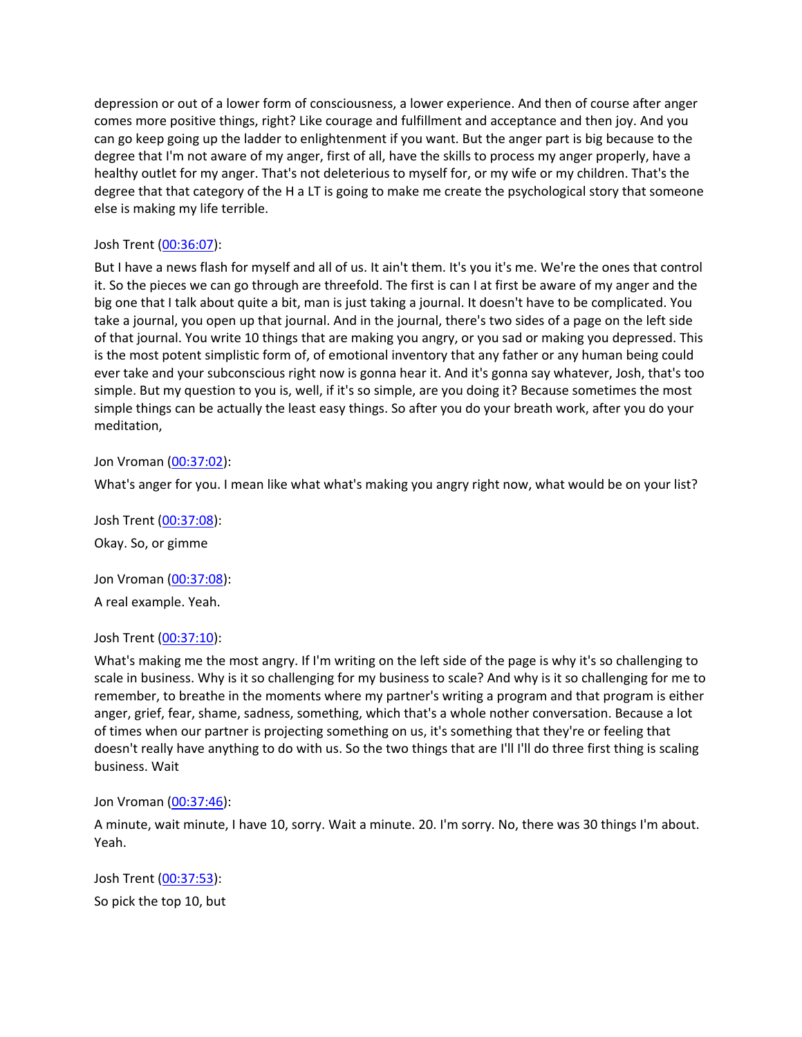depression or out of a lower form of consciousness, a lower experience. And then of course after anger comes more positive things, right? Like courage and fulfillment and acceptance and then joy. And you can go keep going up the ladder to enlightenment if you want. But the anger part is big because to the degree that I'm not aware of my anger, first of all, have the skills to process my anger properly, have a healthy outlet for my anger. That's not deleterious to myself for, or my wife or my children. That's the degree that that category of the H a LT is going to make me create the psychological story that someone else is making my life terrible.

Josh Trent ([00:36:07]()):

But I have a news flash for myself and all of us. It ain't them. It's you it's me. We're the ones that control it. So the pieces we can go through are threefold. The first is can I at first be aware of my anger and the big one that I talk about quite a bit, man is just taking a journal. It doesn't have to be complicated. You take a journal, you open up that journal. And in the journal, there's two sides of a page on the left side of that journal. You write 10 things that are making you angry, or you sad or making you depressed. This is the most potent simplistic form of, of emotional inventory that any father or any human being could ever take and your subconscious right now is gonna hear it. And it's gonna say whatever, Josh, that's too simple. But my question to you is, well, if it's so simple, are you doing it? Because sometimes the most simple things can be actually the least easy things. So after you do your breath work, after you do your meditation,

Jon Vroman ([00:37:02]()):

What's anger for you. I mean like what what's making you angry right now, what would be on your list?

Josh Trent ([00:37:08]()):

Okay. So, or gimme

Jon Vroman ([00:37:08]()):

A real example. Yeah.

Josh Trent ([00:37:10]()):

What's making me the most angry. If I'm writing on the left side of the page is why it's so challenging to scale in business. Why is it so challenging for my business to scale? And why is it so challenging for me to remember, to breathe in the moments where my partner's writing a program and that program is either anger, grief, fear, shame, sadness, something, which that's a whole nother conversation. Because a lot of times when our partner is projecting something on us, it's something that they're or feeling that doesn't really have anything to do with us. So the two things that are I'll I'll do three first thing is scaling business. Wait

Jon Vroman ([00:37:46]()):

A minute, wait minute, I have 10, sorry. Wait a minute. 20. I'm sorry. No, there was 30 things I'm about. Yeah.

Josh Trent ([00:37:53]()):

So pick the top 10, but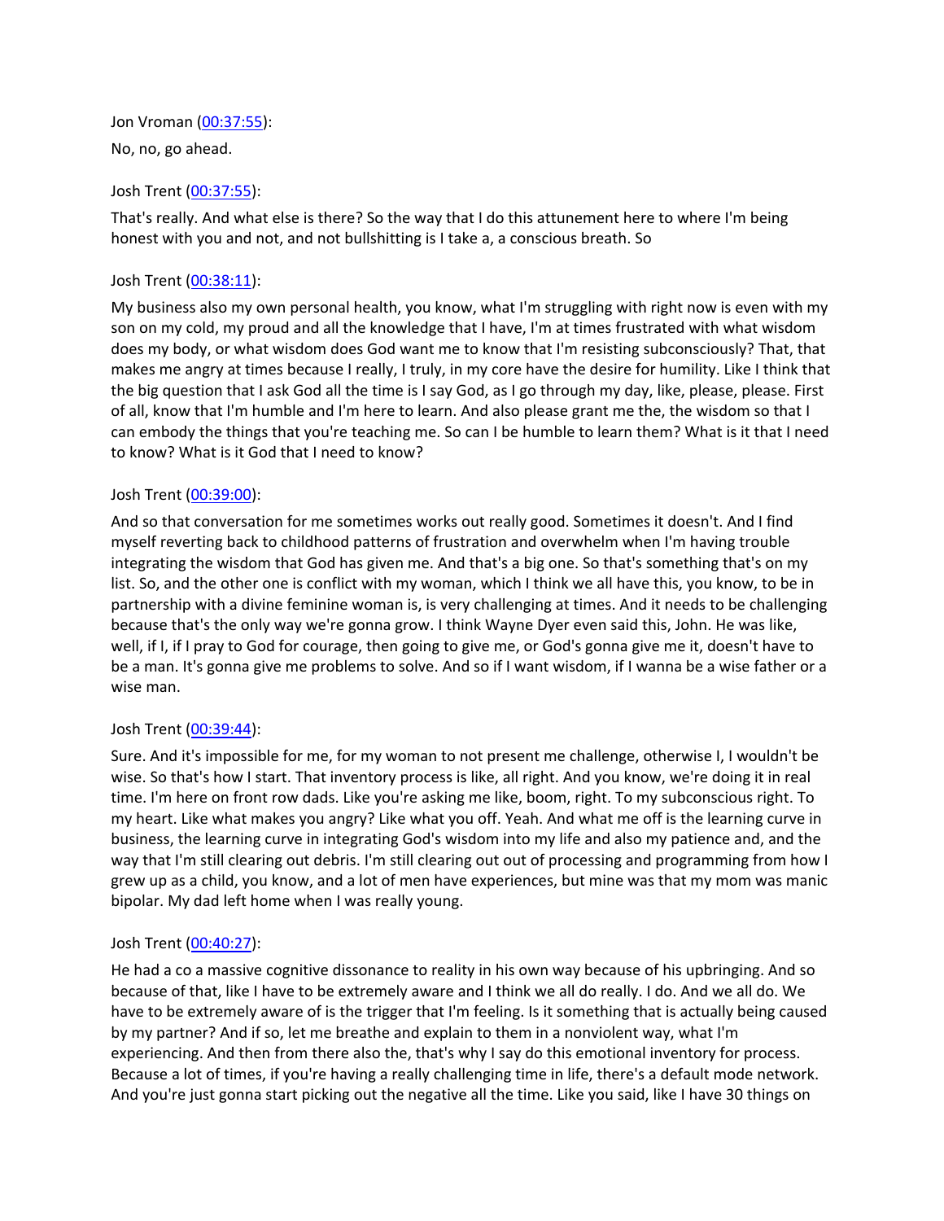Jon Vroman ([00:37:55](#)):

No, no, go ahead.

Josh Trent ([00:37:55](#)):

That's really. And what else is there? So the way that I do this attunement here to where I'm being honest with you and not, and not bullshitting is I take a, a conscious breath. So

Josh Trent ([00:38:11](#)):

My business also my own personal health, you know, what I'm struggling with right now is even with my son on my cold, my proud and all the knowledge that I have, I'm at times frustrated with what wisdom does my body, or what wisdom does God want me to know that I'm resisting subconsciously? That, that makes me angry at times because I really, I truly, in my core have the desire for humility. Like I think that the big question that I ask God all the time is I say God, as I go through my day, like, please, please. First of all, know that I'm humble and I'm here to learn. And also please grant me the, the wisdom so that I can embody the things that you're teaching me. So can I be humble to learn them? What is it that I need to know? What is it God that I need to know?

Josh Trent ([00:39:00](#)):

And so that conversation for me sometimes works out really good. Sometimes it doesn't. And I find myself reverting back to childhood patterns of frustration and overwhelm when I'm having trouble integrating the wisdom that God has given me. And that's a big one. So that's something that's on my list. So, and the other one is conflict with my woman, which I think we all have this, you know, to be in partnership with a divine feminine woman is, is very challenging at times. And it needs to be challenging because that's the only way we're gonna grow. I think Wayne Dyer even said this, John. He was like, well, if I, if I pray to God for courage, then going to give me, or God's gonna give me it, doesn't have to be a man. It's gonna give me problems to solve. And so if I want wisdom, if I wanna be a wise father or a wise man.

Josh Trent ([00:39:44](#)):

Sure. And it's impossible for me, for my woman to not present me challenge, otherwise I, I wouldn't be wise. So that's how I start. That inventory process is like, all right. And you know, we're doing it in real time. I'm here on front row dads. Like you're asking me like, boom, right. To my subconscious right. To my heart. Like what makes you angry? Like what you off. Yeah. And what me off is the learning curve in business, the learning curve in integrating God's wisdom into my life and also my patience and, and the way that I'm still clearing out debris. I'm still clearing out out of processing and programming from how I grew up as a child, you know, and a lot of men have experiences, but mine was that my mom was manic bipolar. My dad left home when I was really young.

Josh Trent ([00:40:27](#)):

He had a co a massive cognitive dissonance to reality in his own way because of his upbringing. And so because of that, like I have to be extremely aware and I think we all do really. I do. And we all do. We have to be extremely aware of is the trigger that I'm feeling. Is it something that is actually being caused by my partner? And if so, let me breathe and explain to them in a nonviolent way, what I'm experiencing. And then from there also the, that's why I say do this emotional inventory for process. Because a lot of times, if you're having a really challenging time in life, there's a default mode network. And you're just gonna start picking out the negative all the time. Like you said, like I have 30 things on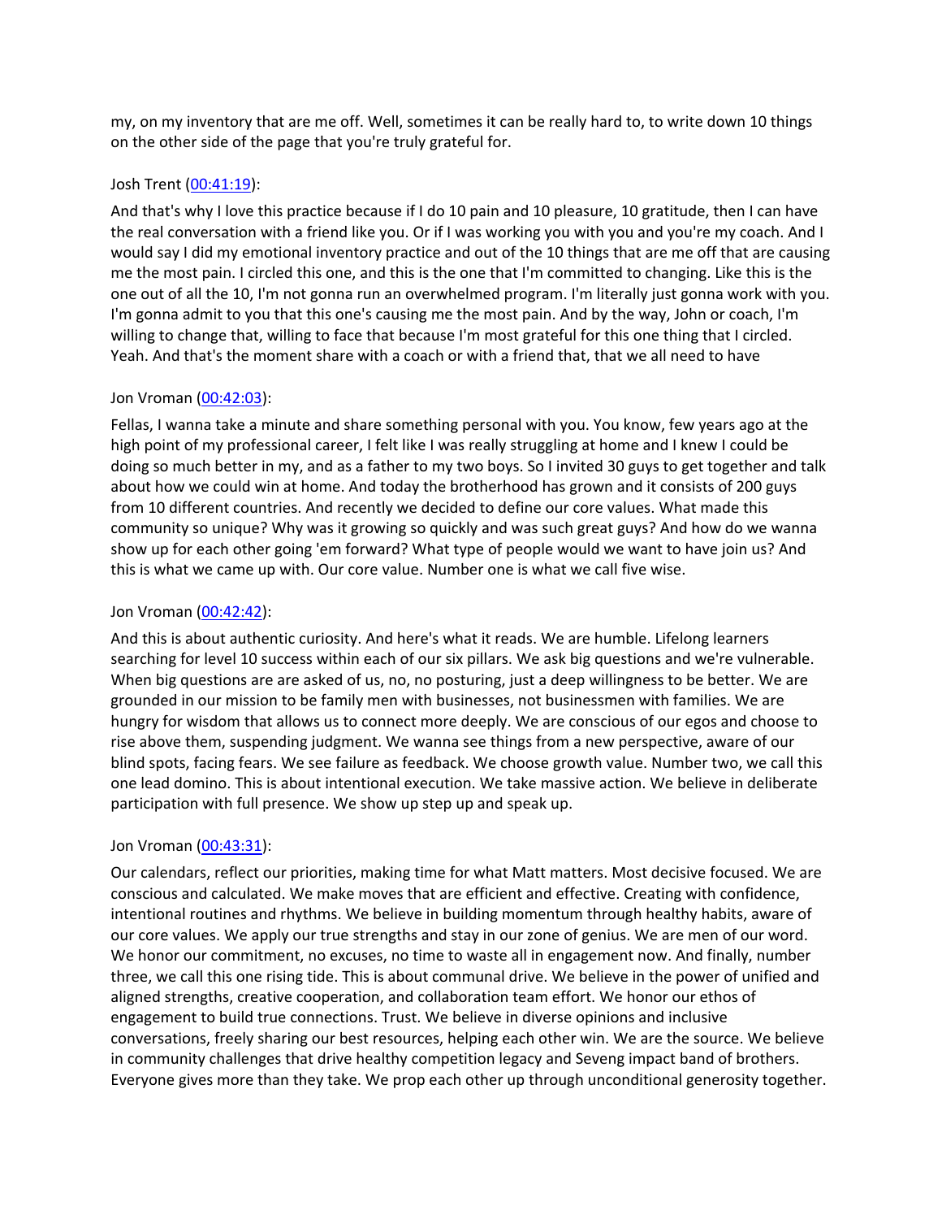my, on my inventory that are me off. Well, sometimes it can be really hard to, to write down 10 things on the other side of the page that you're truly grateful for.

Josh Trent ([00:41:19](#)):

And that's why I love this practice because if I do 10 pain and 10 pleasure, 10 gratitude, then I can have the real conversation with a friend like you. Or if I was working you with you and you're my coach. And I would say I did my emotional inventory practice and out of the 10 things that are me off that are causing me the most pain. I circled this one, and this is the one that I'm committed to changing. Like this is the one out of all the 10, I'm not gonna run an overwhelmed program. I'm literally just gonna work with you. I'm gonna admit to you that this one's causing me the most pain. And by the way, John or coach, I'm willing to change that, willing to face that because I'm most grateful for this one thing that I circled. Yeah. And that's the moment share with a coach or with a friend that, that we all need to have

Jon Vroman ([00:42:03](#)):

Fellas, I wanna take a minute and share something personal with you. You know, few years ago at the high point of my professional career, I felt like I was really struggling at home and I knew I could be doing so much better in my, and as a father to my two boys. So I invited 30 guys to get together and talk about how we could win at home. And today the brotherhood has grown and it consists of 200 guys from 10 different countries. And recently we decided to define our core values. What made this community so unique? Why was it growing so quickly and was such great guys? And how do we wanna show up for each other going 'em forward? What type of people would we want to have join us? And this is what we came up with. Our core value. Number one is what we call five wise.

Jon Vroman ([00:42:42](#)):

And this is about authentic curiosity. And here's what it reads. We are humble. Lifelong learners searching for level 10 success within each of our six pillars. We ask big questions and we're vulnerable. When big questions are are asked of us, no, no posturing, just a deep willingness to be better. We are grounded in our mission to be family men with businesses, not businessmen with families. We are hungry for wisdom that allows us to connect more deeply. We are conscious of our egos and choose to rise above them, suspending judgment. We wanna see things from a new perspective, aware of our blind spots, facing fears. We see failure as feedback. We choose growth value. Number two, we call this one lead domino. This is about intentional execution. We take massive action. We believe in deliberate participation with full presence. We show up step up and speak up.

Jon Vroman ([00:43:31](#)):

Our calendars, reflect our priorities, making time for what Matt matters. Most decisive focused. We are conscious and calculated. We make moves that are efficient and effective. Creating with confidence, intentional routines and rhythms. We believe in building momentum through healthy habits, aware of our core values. We apply our true strengths and stay in our zone of genius. We are men of our word. We honor our commitment, no excuses, no time to waste all in engagement now. And finally, number three, we call this one rising tide. This is about communal drive. We believe in the power of unified and aligned strengths, creative cooperation, and collaboration team effort. We honor our ethos of engagement to build true connections. Trust. We believe in diverse opinions and inclusive conversations, freely sharing our best resources, helping each other win. We are the source. We believe in community challenges that drive healthy competition legacy and Seveng impact band of brothers. Everyone gives more than they take. We prop each other up through unconditional generosity together.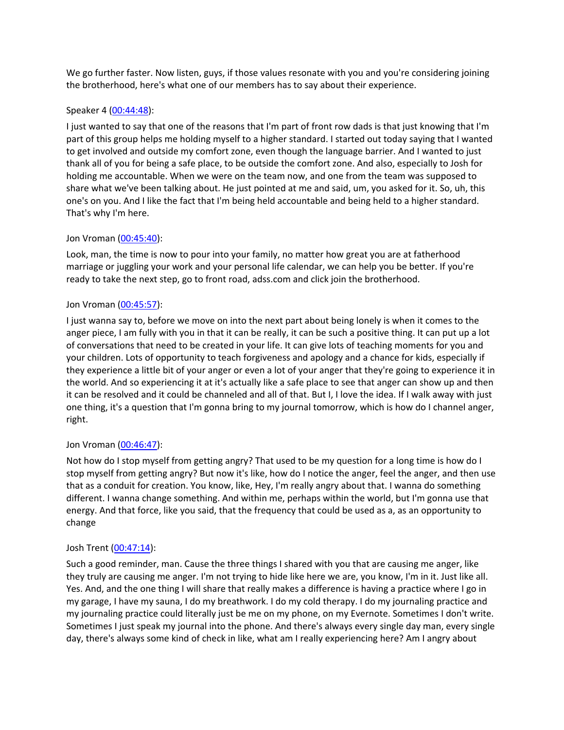We go further faster. Now listen, guys, if those values resonate with you and you're considering joining the brotherhood, here's what one of our members has to say about their experience.

Speaker 4 ([00:44:48](#)):

I just wanted to say that one of the reasons that I'm part of front row dads is that just knowing that I'm part of this group helps me holding myself to a higher standard. I started out today saying that I wanted to get involved and outside my comfort zone, even though the language barrier. And I wanted to just thank all of you for being a safe place, to be outside the comfort zone. And also, especially to Josh for holding me accountable. When we were on the team now, and one from the team was supposed to share what we've been talking about. He just pointed at me and said, um, you asked for it. So, uh, this one's on you. And I like the fact that I'm being held accountable and being held to a higher standard. That's why I'm here.

Jon Vroman ([00:45:40](#)):

Look, man, the time is now to pour into your family, no matter how great you are at fatherhood marriage or juggling your work and your personal life calendar, we can help you be better. If you're ready to take the next step, go to front road, adss.com and click join the brotherhood.

Jon Vroman ([00:45:57](#)):

I just wanna say to, before we move on into the next part about being lonely is when it comes to the anger piece, I am fully with you in that it can be really, it can be such a positive thing. It can put up a lot of conversations that need to be created in your life. It can give lots of teaching moments for you and your children. Lots of opportunity to teach forgiveness and apology and a chance for kids, especially if they experience a little bit of your anger or even a lot of your anger that they're going to experience it in the world. And so experiencing it at it's actually like a safe place to see that anger can show up and then it can be resolved and it could be channeled and all of that. But I, I love the idea. If I walk away with just one thing, it's a question that I'm gonna bring to my journal tomorrow, which is how do I channel anger, right.

Jon Vroman ([00:46:47](#)):

Not how do I stop myself from getting angry? That used to be my question for a long time is how do I stop myself from getting angry? But now it's like, how do I notice the anger, feel the anger, and then use that as a conduit for creation. You know, like, Hey, I'm really angry about that. I wanna do something different. I wanna change something. And within me, perhaps within the world, but I'm gonna use that energy. And that force, like you said, that the frequency that could be used as a, as an opportunity to change

Josh Trent ([00:47:14](#)):

Such a good reminder, man. Cause the three things I shared with you that are causing me anger, like they truly are causing me anger. I'm not trying to hide like here we are, you know, I'm in it. Just like all. Yes. And, and the one thing I will share that really makes a difference is having a practice where I go in my garage, I have my sauna, I do my breathwork. I do my cold therapy. I do my journaling practice and my journaling practice could literally just be me on my phone, on my Evernote. Sometimes I don't write. Sometimes I just speak my journal into the phone. And there's always every single day man, every single day, there's always some kind of check in like, what am I really experiencing here? Am I angry about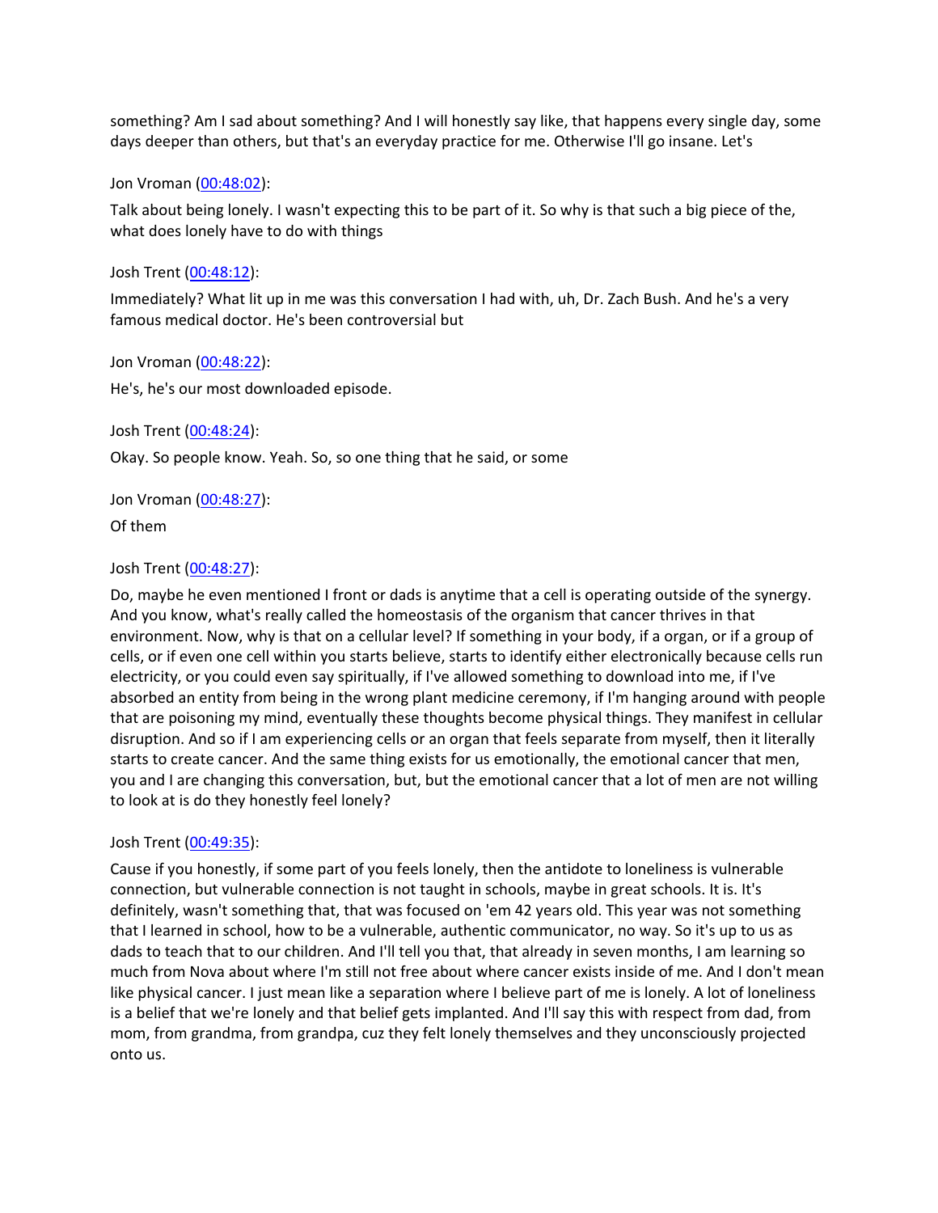something? Am I sad about something? And I will honestly say like, that happens every single day, some days deeper than others, but that's an everyday practice for me. Otherwise I'll go insane. Let's

Jon Vroman ([00:48:02](#)):

Talk about being lonely. I wasn't expecting this to be part of it. So why is that such a big piece of the, what does lonely have to do with things

Josh Trent ([00:48:12](#)):

Immediately? What lit up in me was this conversation I had with, uh, Dr. Zach Bush. And he's a very famous medical doctor. He's been controversial but

Jon Vroman ([00:48:22](#)):

He's, he's our most downloaded episode.

Josh Trent ([00:48:24](#)):

Okay. So people know. Yeah. So, so one thing that he said, or some

Jon Vroman ([00:48:27](#)):

Of them

Josh Trent ([00:48:27](#)):

Do, maybe he even mentioned I front or dads is anytime that a cell is operating outside of the synergy. And you know, what's really called the homeostasis of the organism that cancer thrives in that environment. Now, why is that on a cellular level? If something in your body, if a organ, or if a group of cells, or if even one cell within you starts believe, starts to identify either electronically because cells run electricity, or you could even say spiritually, if I've allowed something to download into me, if I've absorbed an entity from being in the wrong plant medicine ceremony, if I'm hanging around with people that are poisoning my mind, eventually these thoughts become physical things. They manifest in cellular disruption. And so if I am experiencing cells or an organ that feels separate from myself, then it literally starts to create cancer. And the same thing exists for us emotionally, the emotional cancer that men, you and I are changing this conversation, but, but the emotional cancer that a lot of men are not willing to look at is do they honestly feel lonely?

Josh Trent ([00:49:35](#)):

Cause if you honestly, if some part of you feels lonely, then the antidote to loneliness is vulnerable connection, but vulnerable connection is not taught in schools, maybe in great schools. It is. It's definitely, wasn't something that, that was focused on 'em 42 years old. This year was not something that I learned in school, how to be a vulnerable, authentic communicator, no way. So it's up to us as dads to teach that to our children. And I'll tell you that, that already in seven months, I am learning so much from Nova about where I'm still not free about where cancer exists inside of me. And I don't mean like physical cancer. I just mean like a separation where I believe part of me is lonely. A lot of loneliness is a belief that we're lonely and that belief gets implanted. And I'll say this with respect from dad, from mom, from grandma, from grandpa, cuz they felt lonely themselves and they unconsciously projected onto us.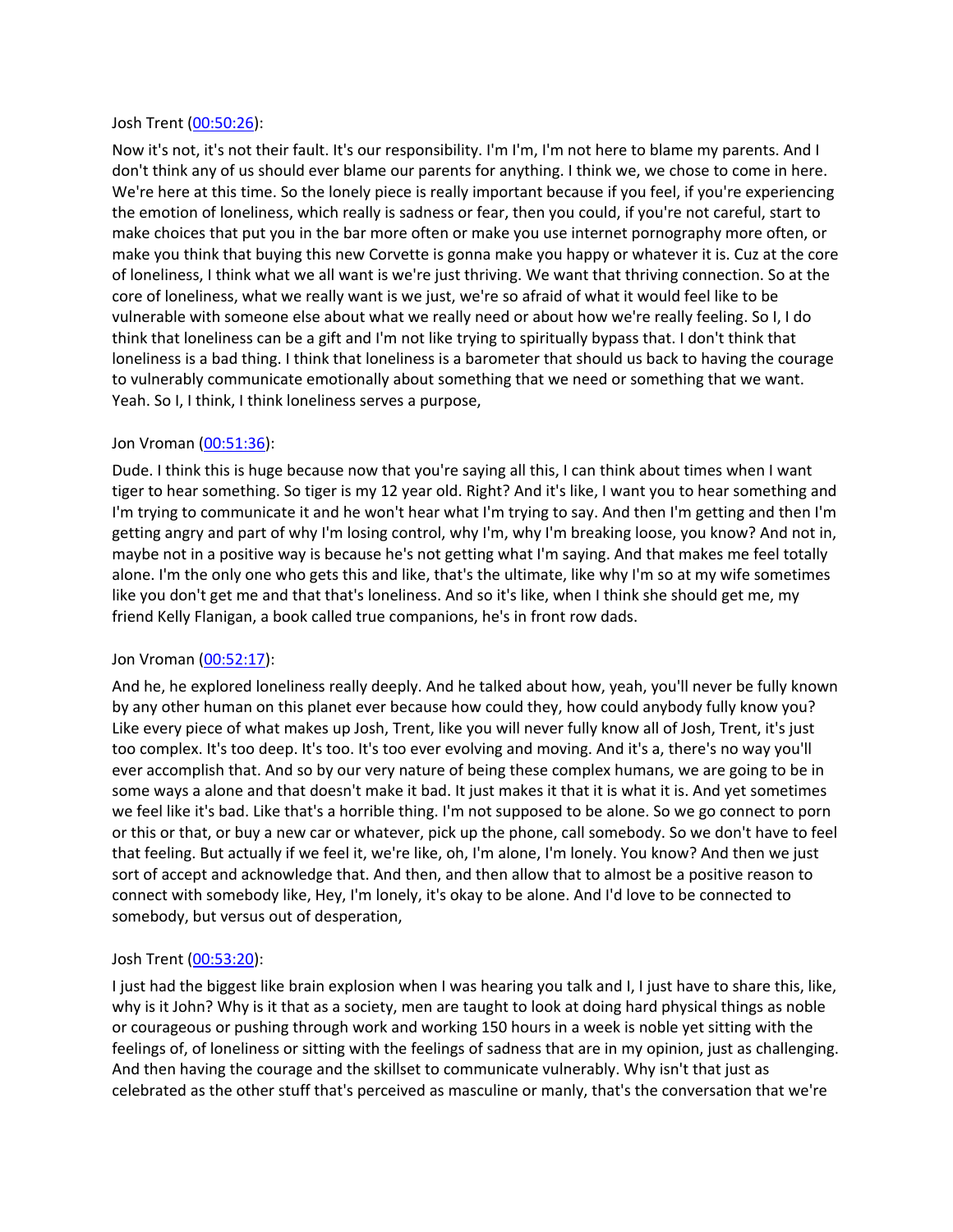Josh Trent ([00:50:26](#)):

Now it's not, it's not their fault. It's our responsibility. I'm I'm, I'm not here to blame my parents. And I don't think any of us should ever blame our parents for anything. I think we, we chose to come in here. We're here at this time. So the lonely piece is really important because if you feel, if you're experiencing the emotion of loneliness, which really is sadness or fear, then you could, if you're not careful, start to make choices that put you in the bar more often or make you use internet pornography more often, or make you think that buying this new Corvette is gonna make you happy or whatever it is. Cuz at the core of loneliness, I think what we all want is we're just thriving. We want that thriving connection. So at the core of loneliness, what we really want is we just, we're so afraid of what it would feel like to be vulnerable with someone else about what we really need or about how we're really feeling. So I, I do think that loneliness can be a gift and I'm not like trying to spiritually bypass that. I don't think that loneliness is a bad thing. I think that loneliness is a barometer that should us back to having the courage to vulnerably communicate emotionally about something that we need or something that we want. Yeah. So I, I think, I think loneliness serves a purpose,

Jon Vroman ([00:51:36](#)):

Dude. I think this is huge because now that you're saying all this, I can think about times when I want tiger to hear something. So tiger is my 12 year old. Right? And it's like, I want you to hear something and I'm trying to communicate it and he won't hear what I'm trying to say. And then I'm getting and then I'm getting angry and part of why I'm losing control, why I'm, why I'm breaking loose, you know? And not in, maybe not in a positive way is because he's not getting what I'm saying. And that makes me feel totally alone. I'm the only one who gets this and like, that's the ultimate, like why I'm so at my wife sometimes like you don't get me and that that's loneliness. And so it's like, when I think she should get me, my friend Kelly Flanigan, a book called true companions, he's in front row dads.

Jon Vroman ([00:52:17](#)):

And he, he explored loneliness really deeply. And he talked about how, yeah, you'll never be fully known by any other human on this planet ever because how could they, how could anybody fully know you? Like every piece of what makes up Josh, Trent, like you will never fully know all of Josh, Trent, it's just too complex. It's too deep. It's too. It's too ever evolving and moving. And it's a, there's no way you'll ever accomplish that. And so by our very nature of being these complex humans, we are going to be in some ways a alone and that doesn't make it bad. It just makes it that it is what it is. And yet sometimes we feel like it's bad. Like that's a horrible thing. I'm not supposed to be alone. So we go connect to porn or this or that, or buy a new car or whatever, pick up the phone, call somebody. So we don't have to feel that feeling. But actually if we feel it, we're like, oh, I'm alone, I'm lonely. You know? And then we just sort of accept and acknowledge that. And then, and then allow that to almost be a positive reason to connect with somebody like, Hey, I'm lonely, it's okay to be alone. And I'd love to be connected to somebody, but versus out of desperation,

Josh Trent ([00:53:20](#)):

I just had the biggest like brain explosion when I was hearing you talk and I, I just have to share this, like, why is it John? Why is it that as a society, men are taught to look at doing hard physical things as noble or courageous or pushing through work and working 150 hours in a week is noble yet sitting with the feelings of, of loneliness or sitting with the feelings of sadness that are in my opinion, just as challenging. And then having the courage and the skillset to communicate vulnerably. Why isn't that just as celebrated as the other stuff that's perceived as masculine or manly, that's the conversation that we're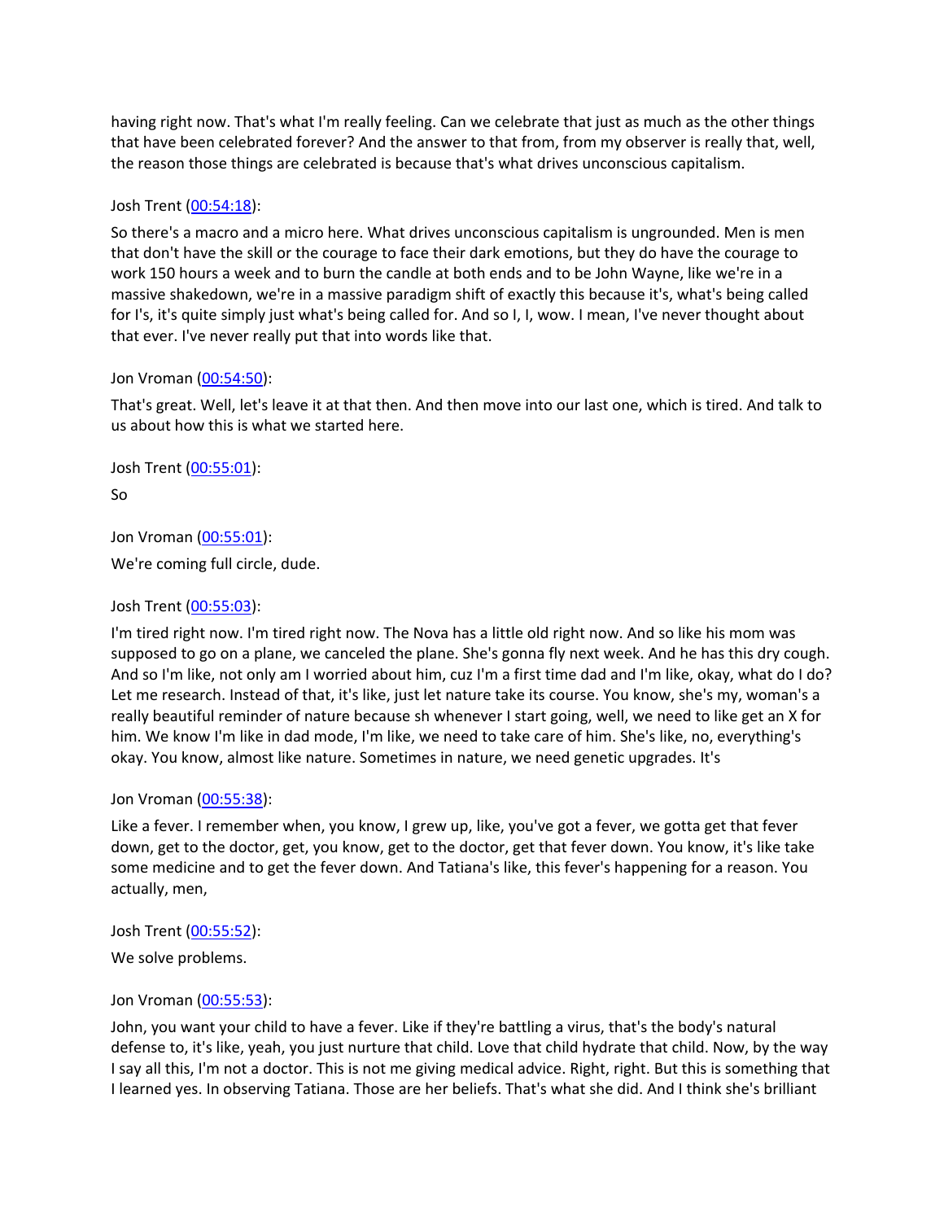having right now. That's what I'm really feeling. Can we celebrate that just as much as the other things that have been celebrated forever? And the answer to that from, from my observer is really that, well, the reason those things are celebrated is because that's what drives unconscious capitalism.

Josh Trent ([00:54:18](#)):

So there's a macro and a micro here. What drives unconscious capitalism is ungrounded. Men is men that don't have the skill or the courage to face their dark emotions, but they do have the courage to work 150 hours a week and to burn the candle at both ends and to be John Wayne, like we're in a massive shakedown, we're in a massive paradigm shift of exactly this because it's, what's being called for I's, it's quite simply just what's being called for. And so I, I, wow. I mean, I've never thought about that ever. I've never really put that into words like that.

Jon Vroman ([00:54:50](#)):

That's great. Well, let's leave it at that then. And then move into our last one, which is tired. And talk to us about how this is what we started here.

Josh Trent ([00:55:01](#)):

So

Jon Vroman ([00:55:01](#)):

We're coming full circle, dude.

Josh Trent ([00:55:03](#)):

I'm tired right now. I'm tired right now. The Nova has a little old right now. And so like his mom was supposed to go on a plane, we canceled the plane. She's gonna fly next week. And he has this dry cough. And so I'm like, not only am I worried about him, cuz I'm a first time dad and I'm like, okay, what do I do? Let me research. Instead of that, it's like, just let nature take its course. You know, she's my, woman's a really beautiful reminder of nature because sh whenever I start going, well, we need to like get an X for him. We know I'm like in dad mode, I'm like, we need to take care of him. She's like, no, everything's okay. You know, almost like nature. Sometimes in nature, we need genetic upgrades. It's

Jon Vroman ([00:55:38](#)):

Like a fever. I remember when, you know, I grew up, like, you've got a fever, we gotta get that fever down, get to the doctor, get, you know, get to the doctor, get that fever down. You know, it's like take some medicine and to get the fever down. And Tatiana's like, this fever's happening for a reason. You actually, men,

Josh Trent ([00:55:52](#)):

We solve problems.

Jon Vroman ([00:55:53](#)):

John, you want your child to have a fever. Like if they're battling a virus, that's the body's natural defense to, it's like, yeah, you just nurture that child. Love that child hydrate that child. Now, by the way I say all this, I'm not a doctor. This is not me giving medical advice. Right, right. But this is something that I learned yes. In observing Tatiana. Those are her beliefs. That's what she did. And I think she's brilliant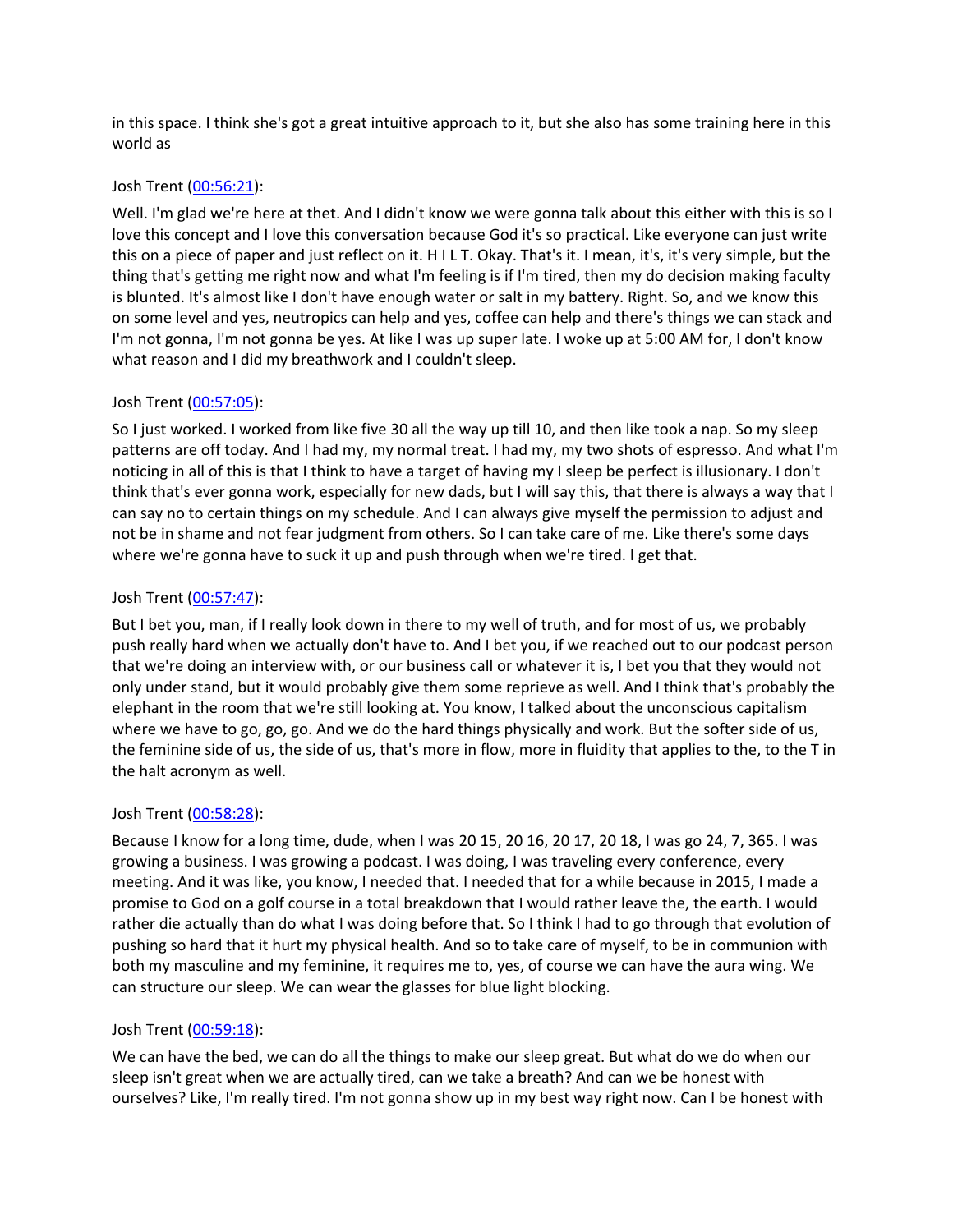in this space. I think she's got a great intuitive approach to it, but she also has some training here in this world as

Josh Trent ([00:56:21](#)):

Well. I'm glad we're here at thet. And I didn't know we were gonna talk about this either with this is so I love this concept and I love this conversation because God it's so practical. Like everyone can just write this on a piece of paper and just reflect on it. H I L T. Okay. That's it. I mean, it's, it's very simple, but the thing that's getting me right now and what I'm feeling is if I'm tired, then my do decision making faculty is blunted. It's almost like I don't have enough water or salt in my battery. Right. So, and we know this on some level and yes, neutropics can help and yes, coffee can help and there's things we can stack and I'm not gonna, I'm not gonna be yes. At like I was up super late. I woke up at 5:00 AM for, I don't know what reason and I did my breathwork and I couldn't sleep.

Josh Trent ([00:57:05](#)):

So I just worked. I worked from like five 30 all the way up till 10, and then like took a nap. So my sleep patterns are off today. And I had my, my normal treat. I had my, my two shots of espresso. And what I'm noticing in all of this is that I think to have a target of having my I sleep be perfect is illusionary. I don't think that's ever gonna work, especially for new dads, but I will say this, that there is always a way that I can say no to certain things on my schedule. And I can always give myself the permission to adjust and not be in shame and not fear judgment from others. So I can take care of me. Like there's some days where we're gonna have to suck it up and push through when we're tired. I get that.

Josh Trent ([00:57:47](#)):

But I bet you, man, if I really look down in there to my well of truth, and for most of us, we probably push really hard when we actually don't have to. And I bet you, if we reached out to our podcast person that we're doing an interview with, or our business call or whatever it is, I bet you that they would not only under stand, but it would probably give them some reprieve as well. And I think that's probably the elephant in the room that we're still looking at. You know, I talked about the unconscious capitalism where we have to go, go, go. And we do the hard things physically and work. But the softer side of us, the feminine side of us, the side of us, that's more in flow, more in fluidity that applies to the, to the T in the halt acronym as well.

Josh Trent ([00:58:28](#)):

Because I know for a long time, dude, when I was 20 15, 20 16, 20 17, 20 18, I was go 24, 7, 365. I was growing a business. I was growing a podcast. I was doing, I was traveling every conference, every meeting. And it was like, you know, I needed that. I needed that for a while because in 2015, I made a promise to God on a golf course in a total breakdown that I would rather leave the, the earth. I would rather die actually than do what I was doing before that. So I think I had to go through that evolution of pushing so hard that it hurt my physical health. And so to take care of myself, to be in communion with both my masculine and my feminine, it requires me to, yes, of course we can have the aura wing. We can structure our sleep. We can wear the glasses for blue light blocking.

Josh Trent ([00:59:18](#)):

We can have the bed, we can do all the things to make our sleep great. But what do we do when our sleep isn't great when we are actually tired, can we take a breath? And can we be honest with ourselves? Like, I'm really tired. I'm not gonna show up in my best way right now. Can I be honest with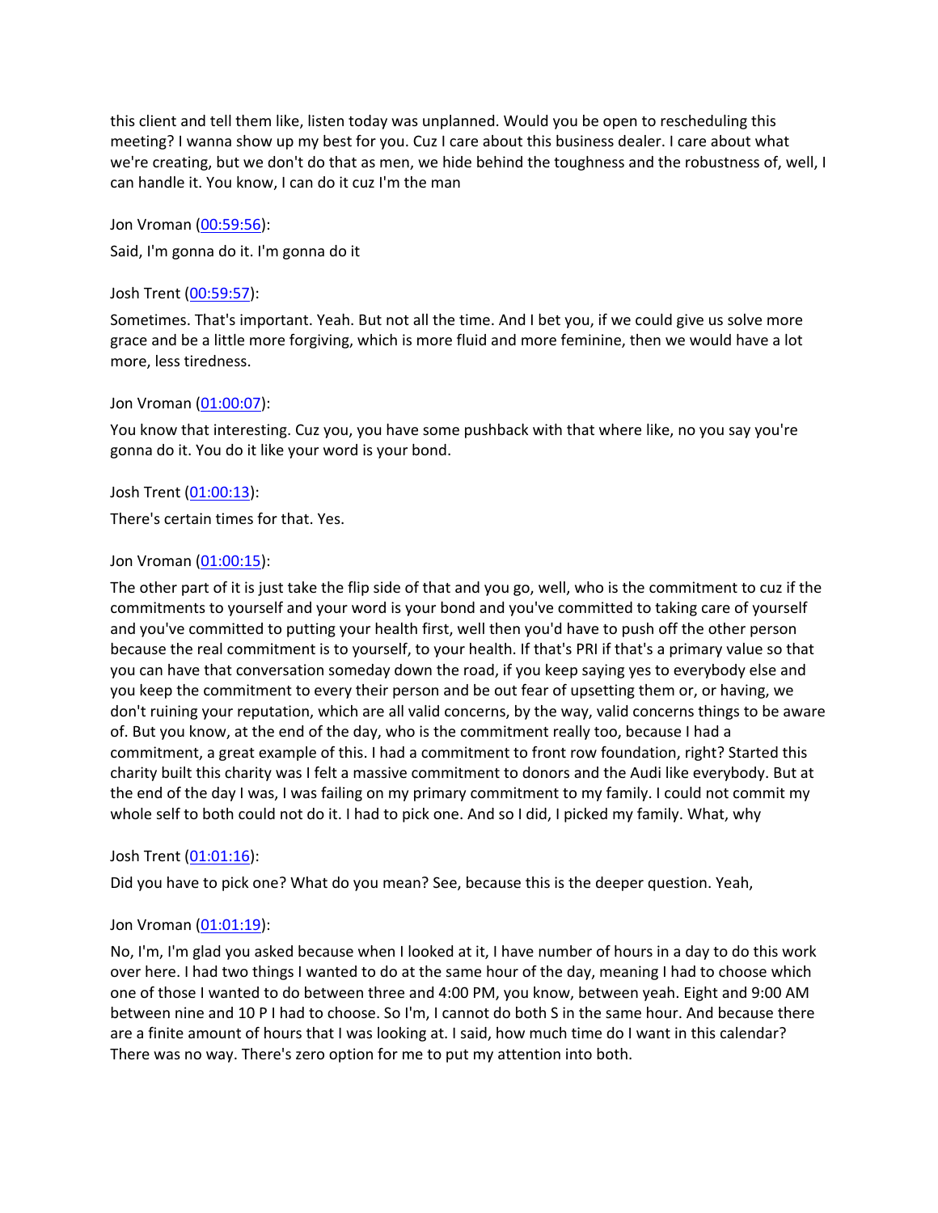this client and tell them like, listen today was unplanned. Would you be open to rescheduling this meeting? I wanna show up my best for you. Cuz I care about this business dealer. I care about what we're creating, but we don't do that as men, we hide behind the toughness and the robustness of, well, I can handle it. You know, I can do it cuz I'm the man

Jon Vroman ([00:59:56](#)):

Said, I'm gonna do it. I'm gonna do it

Josh Trent ([00:59:57](#)):

Sometimes. That's important. Yeah. But not all the time. And I bet you, if we could give us solve more grace and be a little more forgiving, which is more fluid and more feminine, then we would have a lot more, less tiredness.

Jon Vroman ([01:00:07](#)):

You know that interesting. Cuz you, you have some pushback with that where like, no you say you're gonna do it. You do it like your word is your bond.

Josh Trent ([01:00:13](#)):

There's certain times for that. Yes.

Jon Vroman ([01:00:15](#)):

The other part of it is just take the flip side of that and you go, well, who is the commitment to cuz if the commitments to yourself and your word is your bond and you've committed to taking care of yourself and you've committed to putting your health first, well then you'd have to push off the other person because the real commitment is to yourself, to your health. If that's PRI if that's a primary value so that you can have that conversation someday down the road, if you keep saying yes to everybody else and you keep the commitment to every their person and be out fear of upsetting them or, or having, we don't ruining your reputation, which are all valid concerns, by the way, valid concerns things to be aware of. But you know, at the end of the day, who is the commitment really too, because I had a commitment, a great example of this. I had a commitment to front row foundation, right? Started this charity built this charity was I felt a massive commitment to donors and the Audi like everybody. But at the end of the day I was, I was failing on my primary commitment to my family. I could not commit my whole self to both could not do it. I had to pick one. And so I did, I picked my family. What, why

Josh Trent ([01:01:16](#)):

Did you have to pick one? What do you mean? See, because this is the deeper question. Yeah,

Jon Vroman ([01:01:19](#)):

No, I'm, I'm glad you asked because when I looked at it, I have number of hours in a day to do this work over here. I had two things I wanted to do at the same hour of the day, meaning I had to choose which one of those I wanted to do between three and 4:00 PM, you know, between yeah. Eight and 9:00 AM between nine and 10 P I had to choose. So I'm, I cannot do both S in the same hour. And because there are a finite amount of hours that I was looking at. I said, how much time do I want in this calendar? There was no way. There's zero option for me to put my attention into both.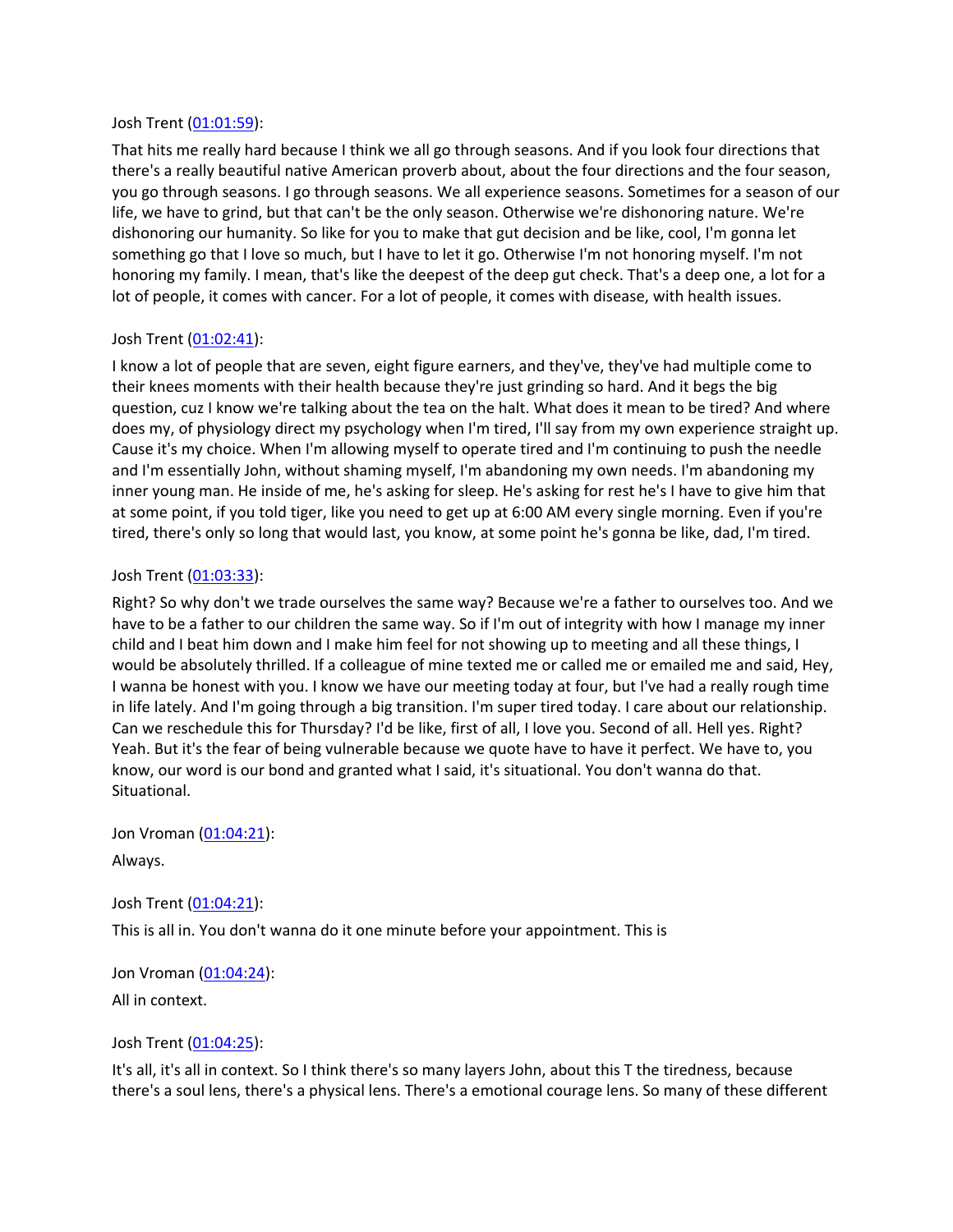Josh Trent ([01:01:59]()):

That hits me really hard because I think we all go through seasons. And if you look four directions that there's a really beautiful native American proverb about, about the four directions and the four season, you go through seasons. I go through seasons. We all experience seasons. Sometimes for a season of our life, we have to grind, but that can't be the only season. Otherwise we're dishonoring nature. We're dishonoring our humanity. So like for you to make that gut decision and be like, cool, I'm gonna let something go that I love so much, but I have to let it go. Otherwise I'm not honoring myself. I'm not honoring my family. I mean, that's like the deepest of the deep gut check. That's a deep one, a lot for a lot of people, it comes with cancer. For a lot of people, it comes with disease, with health issues.

Josh Trent ([01:02:41]()):

I know a lot of people that are seven, eight figure earners, and they've, they've had multiple come to their knees moments with their health because they're just grinding so hard. And it begs the big question, cuz I know we're talking about the tea on the halt. What does it mean to be tired? And where does my, of physiology direct my psychology when I'm tired, I'll say from my own experience straight up. Cause it's my choice. When I'm allowing myself to operate tired and I'm continuing to push the needle and I'm essentially John, without shaming myself, I'm abandoning my own needs. I'm abandoning my inner young man. He inside of me, he's asking for sleep. He's asking for rest he's I have to give him that at some point, if you told tiger, like you need to get up at 6:00 AM every single morning. Even if you're tired, there's only so long that would last, you know, at some point he's gonna be like, dad, I'm tired.

Josh Trent ([01:03:33]()):

Right? So why don't we trade ourselves the same way? Because we're a father to ourselves too. And we have to be a father to our children the same way. So if I'm out of integrity with how I manage my inner child and I beat him down and I make him feel for not showing up to meeting and all these things, I would be absolutely thrilled. If a colleague of mine texted me or called me or emailed me and said, Hey, I wanna be honest with you. I know we have our meeting today at four, but I've had a really rough time in life lately. And I'm going through a big transition. I'm super tired today. I care about our relationship. Can we reschedule this for Thursday? I'd be like, first of all, I love you. Second of all. Hell yes. Right? Yeah. But it's the fear of being vulnerable because we quote have to have it perfect. We have to, you know, our word is our bond and granted what I said, it's situational. You don't wanna do that. Situational.

Jon Vroman ([01:04:21]()):

Always.

Josh Trent ([01:04:21]()):

This is all in. You don't wanna do it one minute before your appointment. This is

Jon Vroman ([01:04:24]()):

All in context.

Josh Trent ([01:04:25]()):

It's all, it's all in context. So I think there's so many layers John, about this T the tiredness, because there's a soul lens, there's a physical lens. There's a emotional courage lens. So many of these different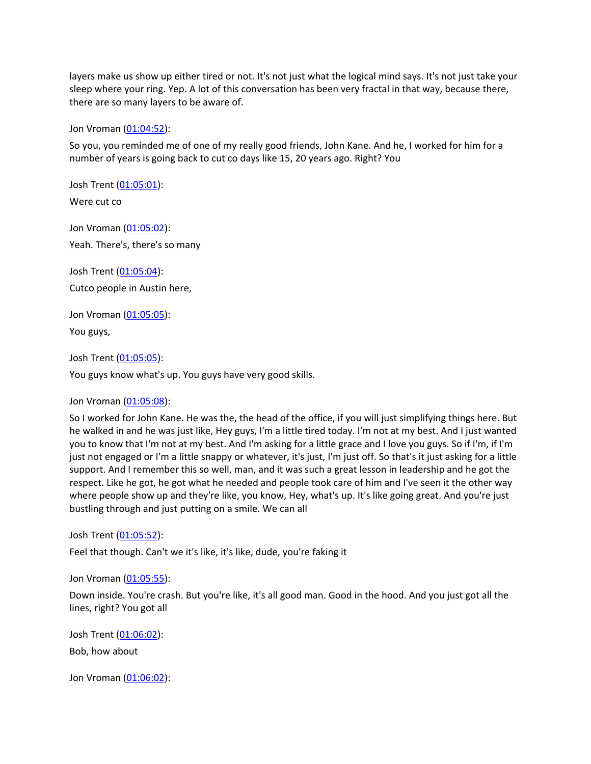layers make us show up either tired or not. It's not just what the logical mind says. It's not just take your sleep where your ring. Yep. A lot of this conversation has been very fractal in that way, because there, there are so many layers to be aware of.

Jon Vroman (01:04:52):

So you, you reminded me of one of my really good friends, John Kane. And he, I worked for him for a number of years is going back to cut co days like 15, 20 years ago. Right? You

Josh Trent (01:05:01):

Were cut co

Jon Vroman (01:05:02):

Yeah. There's, there's so many

Josh Trent (01:05:04):

Cutco people in Austin here,

Jon Vroman (01:05:05):

You guys,

Josh Trent (01:05:05):

You guys know what's up. You guys have very good skills.

Jon Vroman (01:05:08):

So I worked for John Kane. He was the, the head of the office, if you will just simplifying things here. But he walked in and he was just like, Hey guys, I'm a little tired today. I'm not at my best. And I just wanted you to know that I'm not at my best. And I'm asking for a little grace and I love you guys. So if I'm, if I'm just not engaged or I'm a little snappy or whatever, it's just, I'm just off. So that's it just asking for a little support. And I remember this so well, man, and it was such a great lesson in leadership and he got the respect. Like he got, he got what he needed and people took care of him and I've seen it the other way where people show up and they're like, you know, Hey, what's up. It's like going great. And you're just bustling through and just putting on a smile. We can all

Josh Trent (01:05:52):

Feel that though. Can't we it's like, it's like, dude, you're faking it

Jon Vroman (01:05:55):

Down inside. You're crash. But you're like, it's all good man. Good in the hood. And you just got all the lines, right? You got all

Josh Trent (01:06:02):

Bob, how about

Jon Vroman (01:06:02):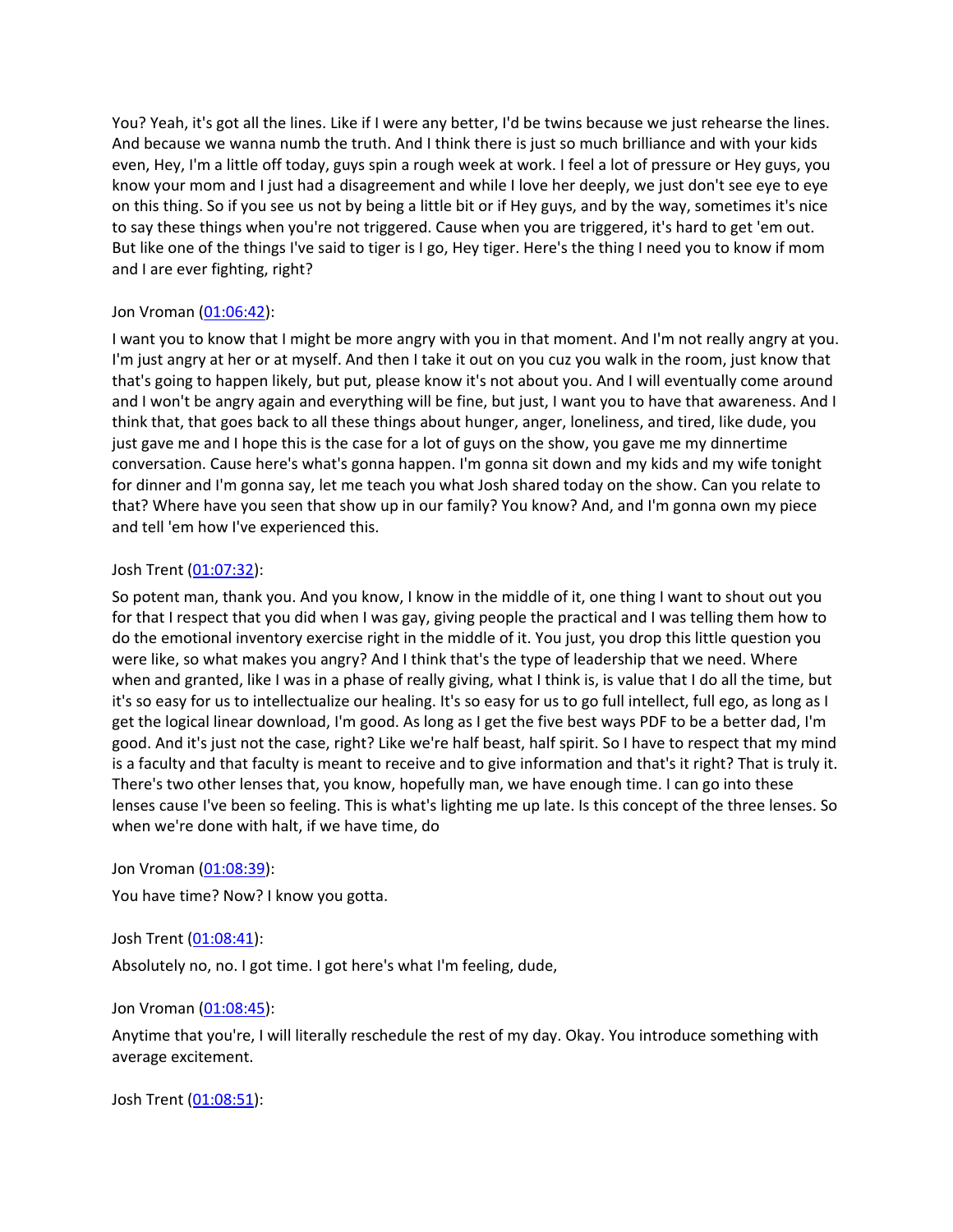You? Yeah, it's got all the lines. Like if I were any better, I'd be twins because we just rehearse the lines. And because we wanna numb the truth. And I think there is just so much brilliance and with your kids even, Hey, I'm a little off today, guys spin a rough week at work. I feel a lot of pressure or Hey guys, you know your mom and I just had a disagreement and while I love her deeply, we just don't see eye to eye on this thing. So if you see us not by being a little bit or if Hey guys, and by the way, sometimes it's nice to say these things when you're not triggered. Cause when you are triggered, it's hard to get 'em out. But like one of the things I've said to tiger is I go, Hey tiger. Here's the thing I need you to know if mom and I are ever fighting, right?

Jon Vroman ([01:06:42](#)):

I want you to know that I might be more angry with you in that moment. And I'm not really angry at you. I'm just angry at her or at myself. And then I take it out on you cuz you walk in the room, just know that that's going to happen likely, but put, please know it's not about you. And I will eventually come around and I won't be angry again and everything will be fine, but just, I want you to have that awareness. And I think that, that goes back to all these things about hunger, anger, loneliness, and tired, like dude, you just gave me and I hope this is the case for a lot of guys on the show, you gave me my dinnertime conversation. Cause here's what's gonna happen. I'm gonna sit down and my kids and my wife tonight for dinner and I'm gonna say, let me teach you what Josh shared today on the show. Can you relate to that? Where have you seen that show up in our family? You know? And, and I'm gonna own my piece and tell 'em how I've experienced this.

Josh Trent ([01:07:32](#)):

So potent man, thank you. And you know, I know in the middle of it, one thing I want to shout out you for that I respect that you did when I was gay, giving people the practical and I was telling them how to do the emotional inventory exercise right in the middle of it. You just, you drop this little question you were like, so what makes you angry? And I think that's the type of leadership that we need. Where when and granted, like I was in a phase of really giving, what I think is, is value that I do all the time, but it's so easy for us to intellectualize our healing. It's so easy for us to go full intellect, full ego, as long as I get the logical linear download, I'm good. As long as I get the five best ways PDF to be a better dad, I'm good. And it's just not the case, right? Like we're half beast, half spirit. So I have to respect that my mind is a faculty and that faculty is meant to receive and to give information and that's it right? That is truly it. There's two other lenses that, you know, hopefully man, we have enough time. I can go into these lenses cause I've been so feeling. This is what's lighting me up late. Is this concept of the three lenses. So when we're done with halt, if we have time, do

Jon Vroman ([01:08:39](#)):

You have time? Now? I know you gotta.

Josh Trent ([01:08:41](#)):

Absolutely no, no. I got time. I got here's what I'm feeling, dude,

Jon Vroman ([01:08:45](#)):

Anytime that you're, I will literally reschedule the rest of my day. Okay. You introduce something with average excitement.

Josh Trent ([01:08:51](#)):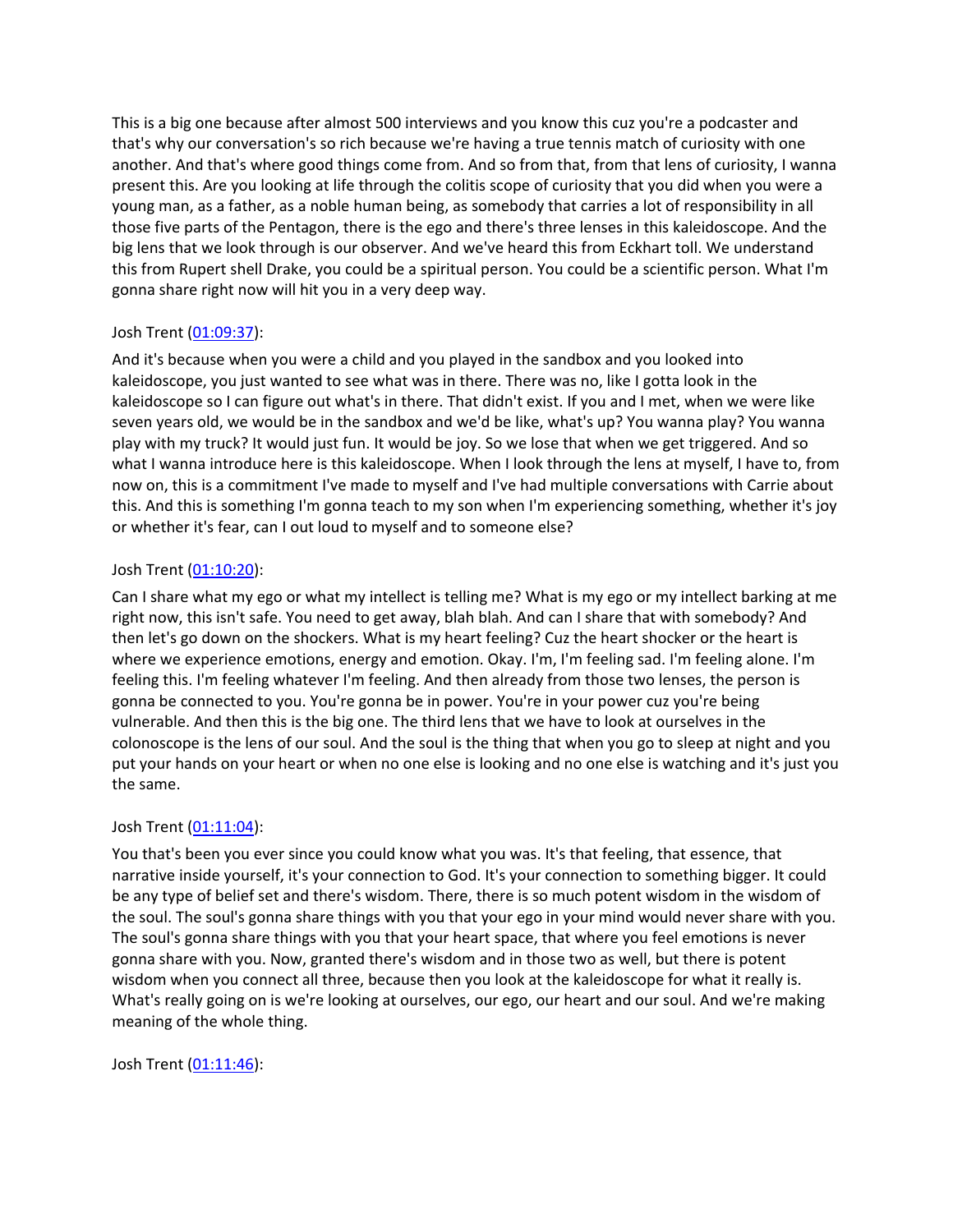This is a big one because after almost 500 interviews and you know this cuz you're a podcaster and that's why our conversation's so rich because we're having a true tennis match of curiosity with one another. And that's where good things come from. And so from that, from that lens of curiosity, I wanna present this. Are you looking at life through the colitis scope of curiosity that you did when you were a young man, as a father, as a noble human being, as somebody that carries a lot of responsibility in all those five parts of the Pentagon, there is the ego and there's three lenses in this kaleidoscope. And the big lens that we look through is our observer. And we've heard this from Eckhart toll. We understand this from Rupert shell Drake, you could be a spiritual person. You could be a scientific person. What I'm gonna share right now will hit you in a very deep way.

Josh Trent ([01:09:37]()):

And it's because when you were a child and you played in the sandbox and you looked into kaleidoscope, you just wanted to see what was in there. There was no, like I gotta look in the kaleidoscope so I can figure out what's in there. That didn't exist. If you and I met, when we were like seven years old, we would be in the sandbox and we'd be like, what's up? You wanna play? You wanna play with my truck? It would just fun. It would be joy. So we lose that when we get triggered. And so what I wanna introduce here is this kaleidoscope. When I look through the lens at myself, I have to, from now on, this is a commitment I've made to myself and I've had multiple conversations with Carrie about this. And this is something I'm gonna teach to my son when I'm experiencing something, whether it's joy or whether it's fear, can I out loud to myself and to someone else?

Josh Trent ([01:10:20]()):

Can I share what my ego or what my intellect is telling me? What is my ego or my intellect barking at me right now, this isn't safe. You need to get away, blah blah. And can I share that with somebody? And then let's go down on the shockers. What is my heart feeling? Cuz the heart shocker or the heart is where we experience emotions, energy and emotion. Okay. I'm, I'm feeling sad. I'm feeling alone. I'm feeling this. I'm feeling whatever I'm feeling. And then already from those two lenses, the person is gonna be connected to you. You're gonna be in power. You're in your power cuz you're being vulnerable. And then this is the big one. The third lens that we have to look at ourselves in the colonoscope is the lens of our soul. And the soul is the thing that when you go to sleep at night and you put your hands on your heart or when no one else is looking and no one else is watching and it's just you the same.

Josh Trent ([01:11:04]()):

You that's been you ever since you could know what you was. It's that feeling, that essence, that narrative inside yourself, it's your connection to God. It's your connection to something bigger. It could be any type of belief set and there's wisdom. There, there is so much potent wisdom in the wisdom of the soul. The soul's gonna share things with you that your ego in your mind would never share with you. The soul's gonna share things with you that your heart space, that where you feel emotions is never gonna share with you. Now, granted there's wisdom and in those two as well, but there is potent wisdom when you connect all three, because then you look at the kaleidoscope for what it really is. What's really going on is we're looking at ourselves, our ego, our heart and our soul. And we're making meaning of the whole thing.

Josh Trent ([01:11:46]()):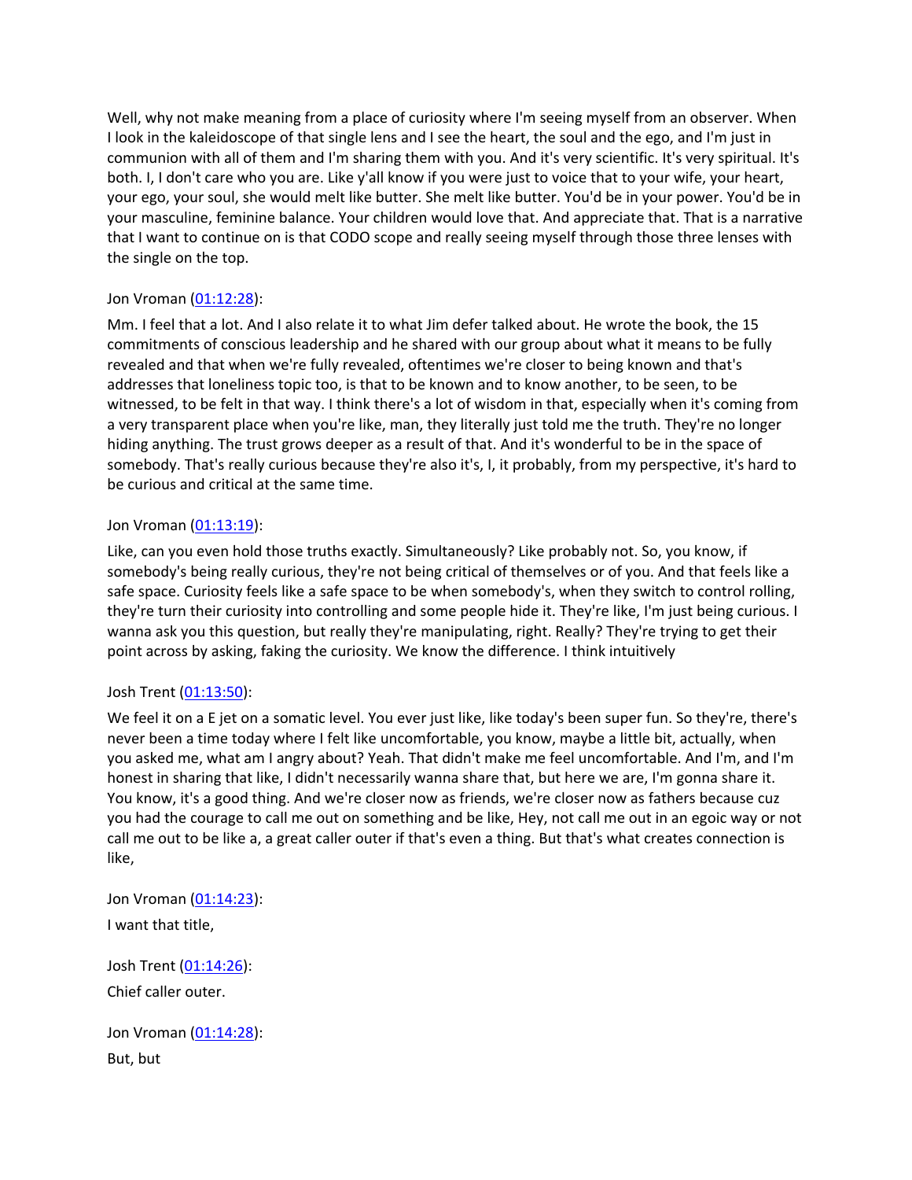Well, why not make meaning from a place of curiosity where I'm seeing myself from an observer. When I look in the kaleidoscope of that single lens and I see the heart, the soul and the ego, and I'm just in communion with all of them and I'm sharing them with you. And it's very scientific. It's very spiritual. It's both. I, I don't care who you are. Like y'all know if you were just to voice that to your wife, your heart, your ego, your soul, she would melt like butter. She melt like butter. You'd be in your power. You'd be in your masculine, feminine balance. Your children would love that. And appreciate that. That is a narrative that I want to continue on is that CODO scope and really seeing myself through those three lenses with the single on the top.

Jon Vroman ([01:12:28]):

Mm. I feel that a lot. And I also relate it to what Jim defer talked about. He wrote the book, the 15 commitments of conscious leadership and he shared with our group about what it means to be fully revealed and that when we're fully revealed, oftentimes we're closer to being known and that's addresses that loneliness topic too, is that to be known and to know another, to be seen, to be witnessed, to be felt in that way. I think there's a lot of wisdom in that, especially when it's coming from a very transparent place when you're like, man, they literally just told me the truth. They're no longer hiding anything. The trust grows deeper as a result of that. And it's wonderful to be in the space of somebody. That's really curious because they're also it's, I, it probably, from my perspective, it's hard to be curious and critical at the same time.

Jon Vroman ([01:13:19]):

Like, can you even hold those truths exactly. Simultaneously? Like probably not. So, you know, if somebody's being really curious, they're not being critical of themselves or of you. And that feels like a safe space. Curiosity feels like a safe space to be when somebody's, when they switch to control rolling, they're turn their curiosity into controlling and some people hide it. They're like, I'm just being curious. I wanna ask you this question, but really they're manipulating, right. Really? They're trying to get their point across by asking, faking the curiosity. We know the difference. I think intuitively

Josh Trent ([01:13:50]):

We feel it on a E jet on a somatic level. You ever just like, like today's been super fun. So they're, there's never been a time today where I felt like uncomfortable, you know, maybe a little bit, actually, when you asked me, what am I angry about? Yeah. That didn't make me feel uncomfortable. And I'm, and I'm honest in sharing that like, I didn't necessarily wanna share that, but here we are, I'm gonna share it. You know, it's a good thing. And we're closer now as friends, we're closer now as fathers because cuz you had the courage to call me out on something and be like, Hey, not call me out in an egoic way or not call me out to be like a, a great caller outer if that's even a thing. But that's what creates connection is like,

Jon Vroman ([01:14:23]):

I want that title,

Josh Trent ([01:14:26]):

Chief caller outer.

Jon Vroman ([01:14:28]):

But, but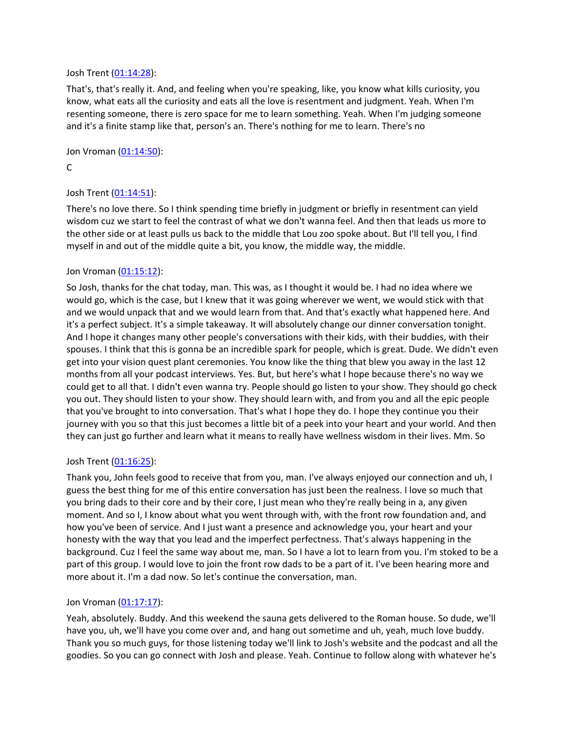Josh Trent ([01:14:28](#)):

That's, that's really it. And, and feeling when you're speaking, like, you know what kills curiosity, you know, what eats all the curiosity and eats all the love is resentment and judgment. Yeah. When I'm resenting someone, there is zero space for me to learn something. Yeah. When I'm judging someone and it's a finite stamp like that, person's an. There's nothing for me to learn. There's no

Jon Vroman ([01:14:50](#)):

C

Josh Trent ([01:14:51](#)):

There's no love there. So I think spending time briefly in judgment or briefly in resentment can yield wisdom cuz we start to feel the contrast of what we don't wanna feel. And then that leads us more to the other side or at least pulls us back to the middle that Lou zoo spoke about. But I'll tell you, I find myself in and out of the middle quite a bit, you know, the middle way, the middle.

Jon Vroman ([01:15:12](#)):

So Josh, thanks for the chat today, man. This was, as I thought it would be. I had no idea where we would go, which is the case, but I knew that it was going wherever we went, we would stick with that and we would unpack that and we would learn from that. And that's exactly what happened here. And it's a perfect subject. It's a simple takeaway. It will absolutely change our dinner conversation tonight. And I hope it changes many other people's conversations with their kids, with their buddies, with their spouses. I think that this is gonna be an incredible spark for people, which is great. Dude. We didn't even get into your vision quest plant ceremonies. You know like the thing that blew you away in the last 12 months from all your podcast interviews. Yes. But, but here's what I hope because there's no way we could get to all that. I didn't even wanna try. People should go listen to your show. They should go check you out. They should listen to your show. They should learn with, and from you and all the epic people that you've brought to into conversation. That's what I hope they do. I hope they continue you their journey with you so that this just becomes a little bit of a peek into your heart and your world. And then they can just go further and learn what it means to really have wellness wisdom in their lives. Mm. So

Josh Trent ([01:16:25](#)):

Thank you, John feels good to receive that from you, man. I've always enjoyed our connection and uh, I guess the best thing for me of this entire conversation has just been the realness. I love so much that you bring dads to their core and by their core, I just mean who they're really being in a, any given moment. And so I, I know about what you went through with, with the front row foundation and, and how you've been of service. And I just want a presence and acknowledge you, your heart and your honesty with the way that you lead and the imperfect perfectness. That's always happening in the background. Cuz I feel the same way about me, man. So I have a lot to learn from you. I'm stoked to be a part of this group. I would love to join the front row dads to be a part of it. I've been hearing more and more about it. I'm a dad now. So let's continue the conversation, man.

Jon Vroman ([01:17:17](#)):

Yeah, absolutely. Buddy. And this weekend the sauna gets delivered to the Roman house. So dude, we'll have you, uh, we'll have you come over and, and hang out sometime and uh, yeah, much love buddy. Thank you so much guys, for those listening today we'll link to Josh's website and the podcast and all the goodies. So you can go connect with Josh and please. Yeah. Continue to follow along with whatever he's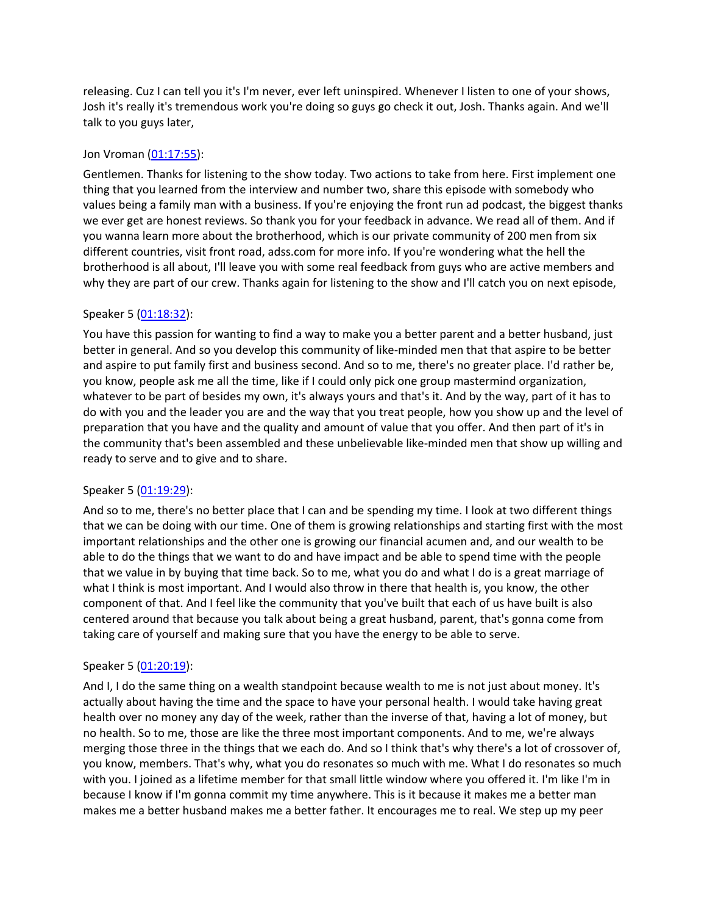releasing. Cuz I can tell you it's I'm never, ever left uninspired. Whenever I listen to one of your shows, Josh it's really it's tremendous work you're doing so guys go check it out, Josh. Thanks again. And we'll talk to you guys later,

Jon Vroman ([01:17:55]):

Gentlemen. Thanks for listening to the show today. Two actions to take from here. First implement one thing that you learned from the interview and number two, share this episode with somebody who values being a family man with a business. If you're enjoying the front run ad podcast, the biggest thanks we ever get are honest reviews. So thank you for your feedback in advance. We read all of them. And if you wanna learn more about the brotherhood, which is our private community of 200 men from six different countries, visit front road, adss.com for more info. If you're wondering what the hell the brotherhood is all about, I'll leave you with some real feedback from guys who are active members and why they are part of our crew. Thanks again for listening to the show and I'll catch you on next episode,

Speaker 5 ([01:18:32]):

You have this passion for wanting to find a way to make you a better parent and a better husband, just better in general. And so you develop this community of like-minded men that that aspire to be better and aspire to put family first and business second. And so to me, there's no greater place. I'd rather be, you know, people ask me all the time, like if I could only pick one group mastermind organization, whatever to be part of besides my own, it's always yours and that's it. And by the way, part of it has to do with you and the leader you are and the way that you treat people, how you show up and the level of preparation that you have and the quality and amount of value that you offer. And then part of it's in the community that's been assembled and these unbelievable like-minded men that show up willing and ready to serve and to give and to share.

Speaker 5 ([01:19:29]):

And so to me, there's no better place that I can and be spending my time. I look at two different things that we can be doing with our time. One of them is growing relationships and starting first with the most important relationships and the other one is growing our financial acumen and, and our wealth to be able to do the things that we want to do and have impact and be able to spend time with the people that we value in by buying that time back. So to me, what you do and what I do is a great marriage of what I think is most important. And I would also throw in there that health is, you know, the other component of that. And I feel like the community that you've built that each of us have built is also centered around that because you talk about being a great husband, parent, that's gonna come from taking care of yourself and making sure that you have the energy to be able to serve.

Speaker 5 ([01:20:19]):

And I, I do the same thing on a wealth standpoint because wealth to me is not just about money. It's actually about having the time and the space to have your personal health. I would take having great health over no money any day of the week, rather than the inverse of that, having a lot of money, but no health. So to me, those are like the three most important components. And to me, we're always merging those three in the things that we each do. And so I think that's why there's a lot of crossover of, you know, members. That's why, what you do resonates so much with me. What I do resonates so much with you. I joined as a lifetime member for that small little window where you offered it. I'm like I'm in because I know if I'm gonna commit my time anywhere. This is it because it makes me a better man makes me a better husband makes me a better father. It encourages me to real. We step up my peer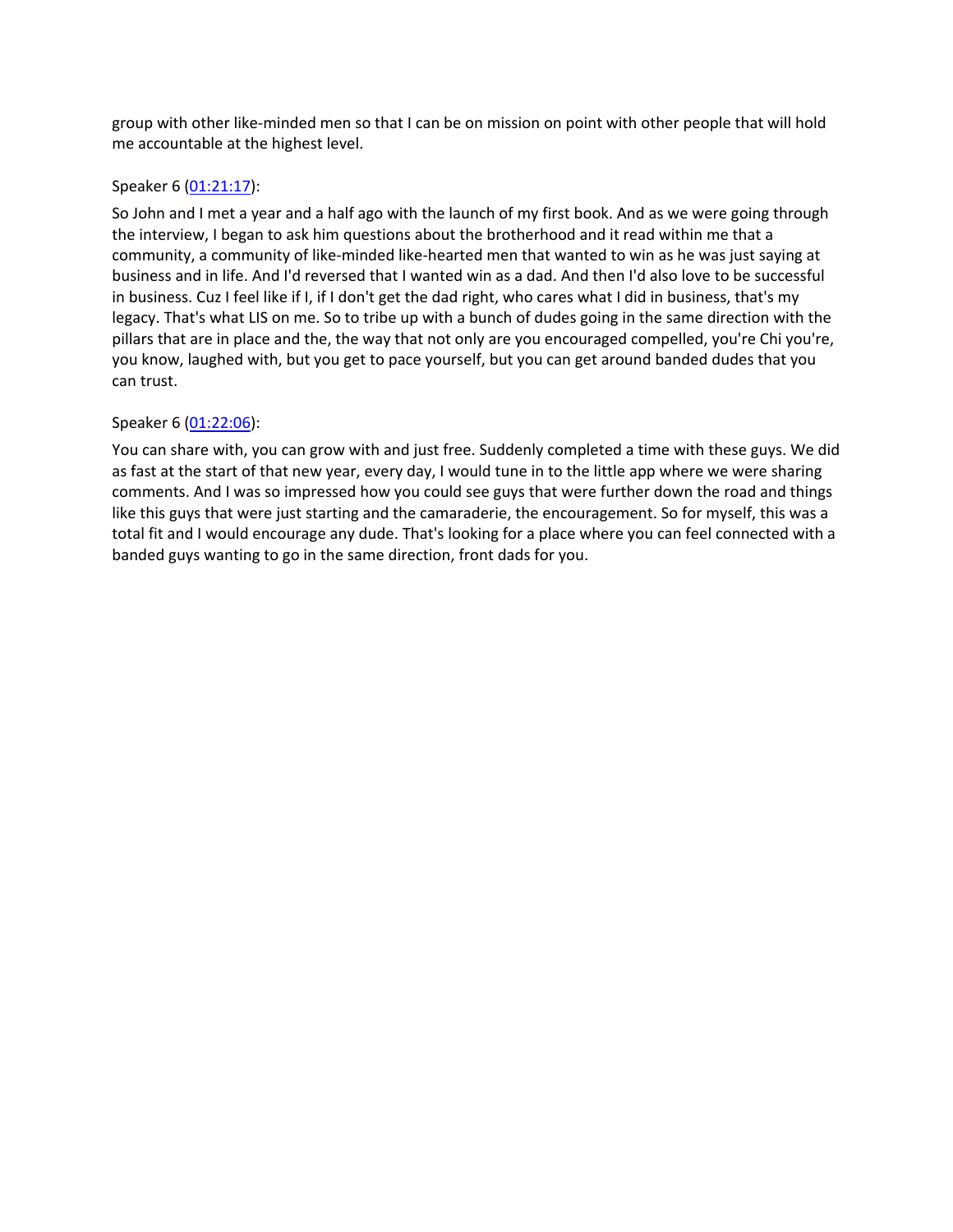group with other like-minded men so that I can be on mission on point with other people that will hold me accountable at the highest level.

Speaker 6 ([01:21:17](#)):

So John and I met a year and a half ago with the launch of my first book. And as we were going through the interview, I began to ask him questions about the brotherhood and it read within me that a community, a community of like-minded like-hearted men that wanted to win as he was just saying at business and in life. And I'd reversed that I wanted win as a dad. And then I'd also love to be successful in business. Cuz I feel like if I, if I don't get the dad right, who cares what I did in business, that's my legacy. That's what LIS on me. So to tribe up with a bunch of dudes going in the same direction with the pillars that are in place and the, the way that not only are you encouraged compelled, you're Chi you're, you know, laughed with, but you get to pace yourself, but you can get around banded dudes that you can trust.

Speaker 6 ([01:22:06](#)):

You can share with, you can grow with and just free. Suddenly completed a time with these guys. We did as fast at the start of that new year, every day, I would tune in to the little app where we were sharing comments. And I was so impressed how you could see guys that were further down the road and things like this guys that were just starting and the camaraderie, the encouragement. So for myself, this was a total fit and I would encourage any dude. That's looking for a place where you can feel connected with a banded guys wanting to go in the same direction, front dads for you.